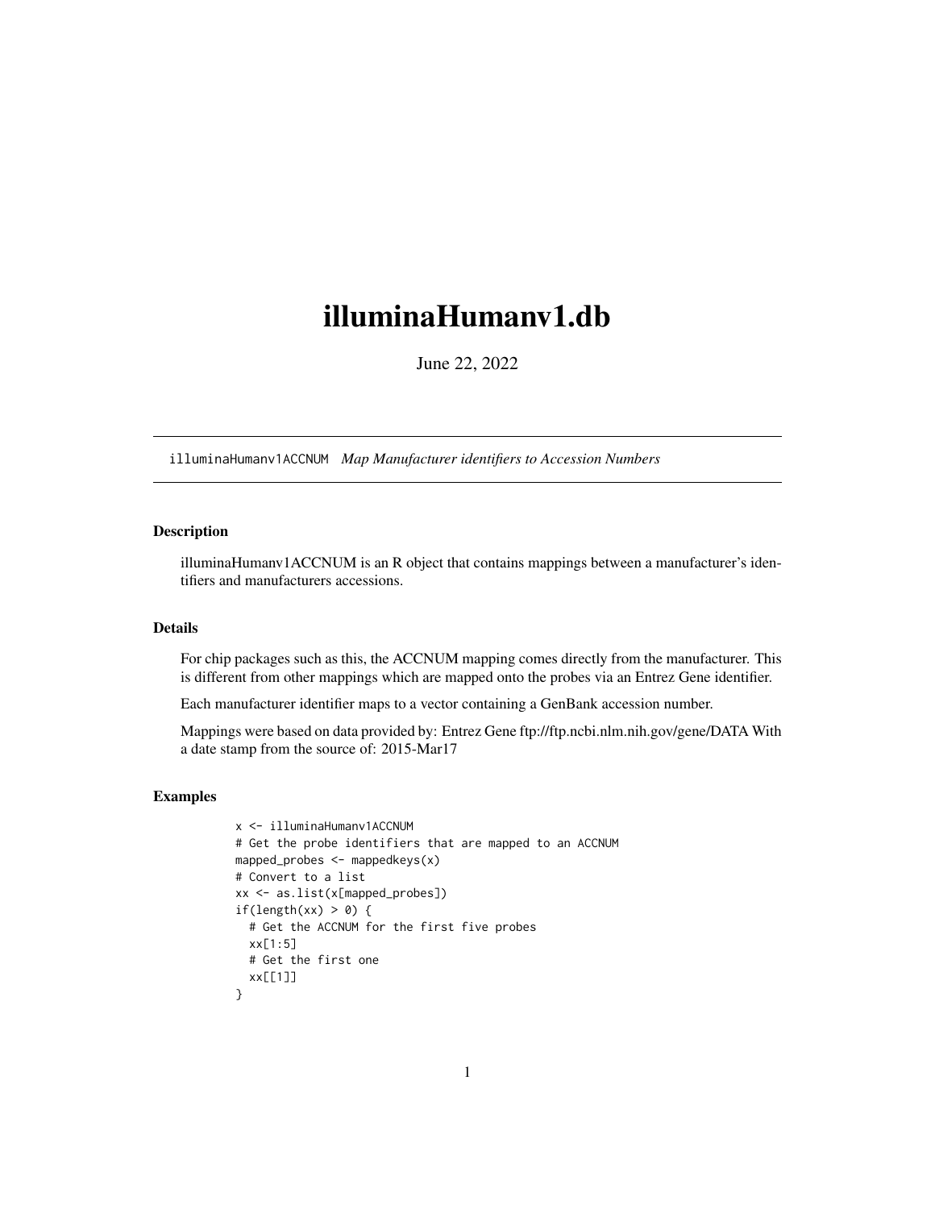# illuminaHumanv1.db

June 22, 2022

---

illuminaHumanv1ACCNUM *Map Manufacturer identifiers to Accession Numbers*

---

### Description

illuminaHumanv1ACCNUM is an R object that contains mappings between a manufacturer's identifiers and manufacturers accessions.

### Details

For chip packages such as this, the ACCNUM mapping comes directly from the manufacturer. This is different from other mappings which are mapped onto the probes via an Entrez Gene identifier.

Each manufacturer identifier maps to a vector containing a GenBank accession number.

Mappings were based on data provided by: Entrez Gene ftp://ftp.ncbi.nlm.nih.gov/gene/DATA With a date stamp from the source of: 2015-Mar17

### Examples

```
x <- illuminaHumanv1ACCNUM
# Get the probe identifiers that are mapped to an ACCNUM
mapped_probes <- mappedkeys(x)
# Convert to a list
xx <- as.list(x[mapped_probes])
if(length(xx) > 0) {
  # Get the ACCNUM for the first five probes
  xx[1:5]
  # Get the first one
  xx[[1]]
}
```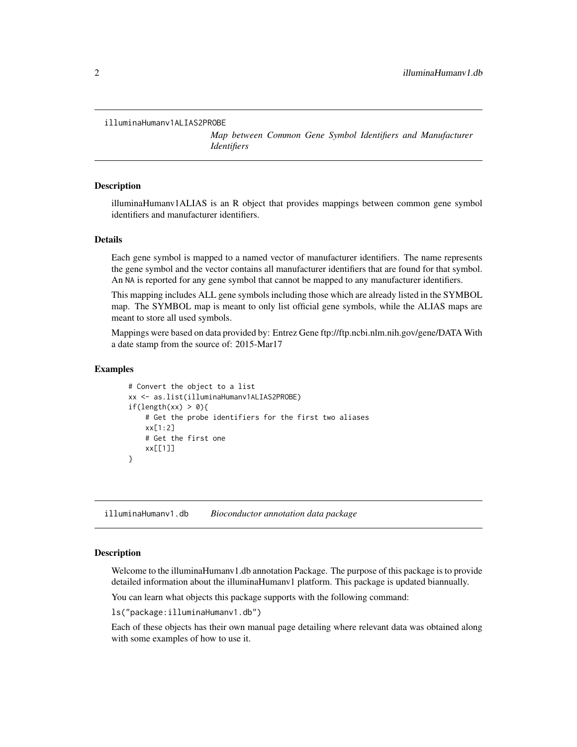## illuminaHumanv1ALIAS2PROBE

*Map between Common Gene Symbol Identifiers and Manufacturer Identifiers*

### Description

illuminaHumanv1ALIAS is an R object that provides mappings between common gene symbol identifiers and manufacturer identifiers.

### Details

Each gene symbol is mapped to a named vector of manufacturer identifiers. The name represents the gene symbol and the vector contains all manufacturer identifiers that are found for that symbol. An NA is reported for any gene symbol that cannot be mapped to any manufacturer identifiers.

This mapping includes ALL gene symbols including those which are already listed in the SYMBOL map. The SYMBOL map is meant to only list official gene symbols, while the ALIAS maps are meant to store all used symbols.

Mappings were based on data provided by: Entrez Gene ftp://ftp.ncbi.nlm.nih.gov/gene/DATA With a date stamp from the source of: 2015-Mar17

### Examples

```
# Convert the object to a list
xx <- as.list(illuminaHumanv1ALIAS2PROBE)
if(length(xx) > 0){
    # Get the probe identifiers for the first two aliases
    xx[1:2]
    # Get the first one
    xx[[1]]
}
```

## illuminaHumanv1.db

*Bioconductor annotation data package*

### Description

Welcome to the illuminaHumanv1.db annotation Package. The purpose of this package is to provide detailed information about the illuminaHumanv1 platform. This package is updated biannually.

You can learn what objects this package supports with the following command:

`ls("package:illuminaHumanv1.db")`

Each of these objects has their own manual page detailing where relevant data was obtained along with some examples of how to use it.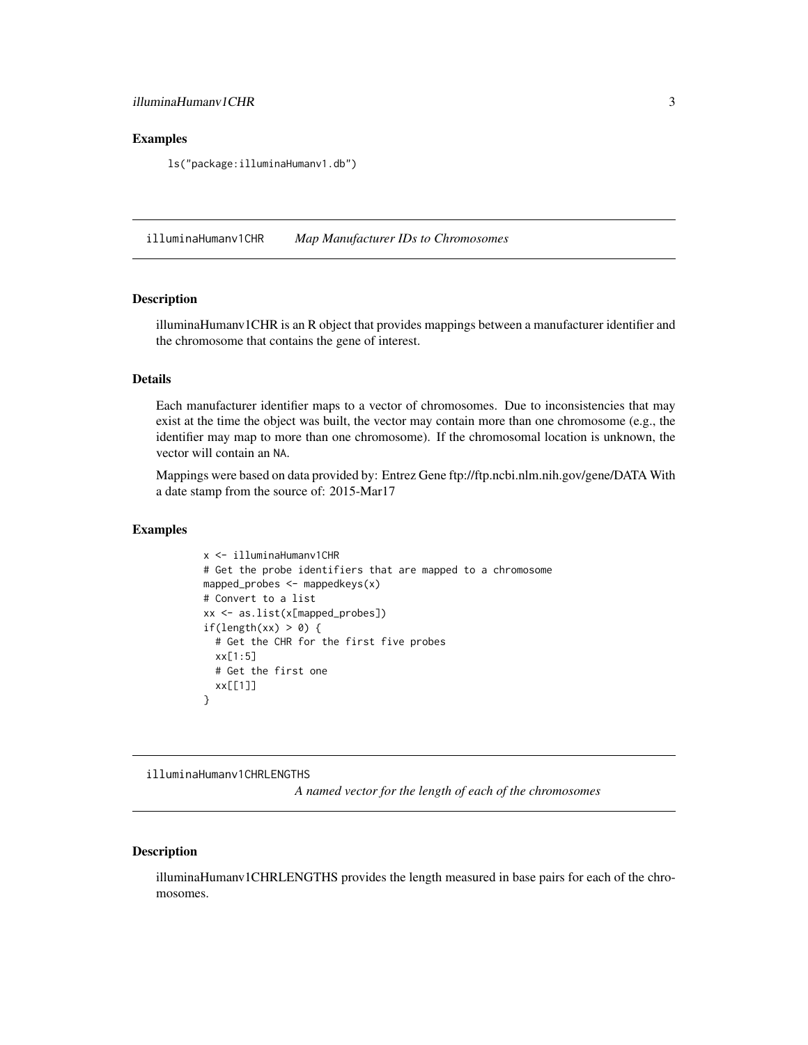## Examples

```
ls("package:illuminaHumanv1.db")
```

---

## illuminaHumanv1CHR    *Map Manufacturer IDs to Chromosomes*

---

### Description

illuminaHumanv1CHR is an R object that provides mappings between a manufacturer identifier and the chromosome that contains the gene of interest.

### Details

Each manufacturer identifier maps to a vector of chromosomes. Due to inconsistencies that may exist at the time the object was built, the vector may contain more than one chromosome (e.g., the identifier may map to more than one chromosome). If the chromosomal location is unknown, the vector will contain an NA.

Mappings were based on data provided by: Entrez Gene ftp://ftp.ncbi.nlm.nih.gov/gene/DATA With a date stamp from the source of: 2015-Mar17

### Examples

```
x <- illuminaHumanv1CHR
# Get the probe identifiers that are mapped to a chromosome
mapped_probes <- mappedkeys(x)
# Convert to a list
xx <- as.list(x[mapped_probes])
if(length(xx) > 0) {
  # Get the CHR for the first five probes
  xx[1:5]
  # Get the first one
  xx[[1]]
}
```

---

## illuminaHumanv1CHRLENGTHS    *A named vector for the length of each of the chromosomes*

---

### Description

illuminaHumanv1CHRLENGTHS provides the length measured in base pairs for each of the chromosomes.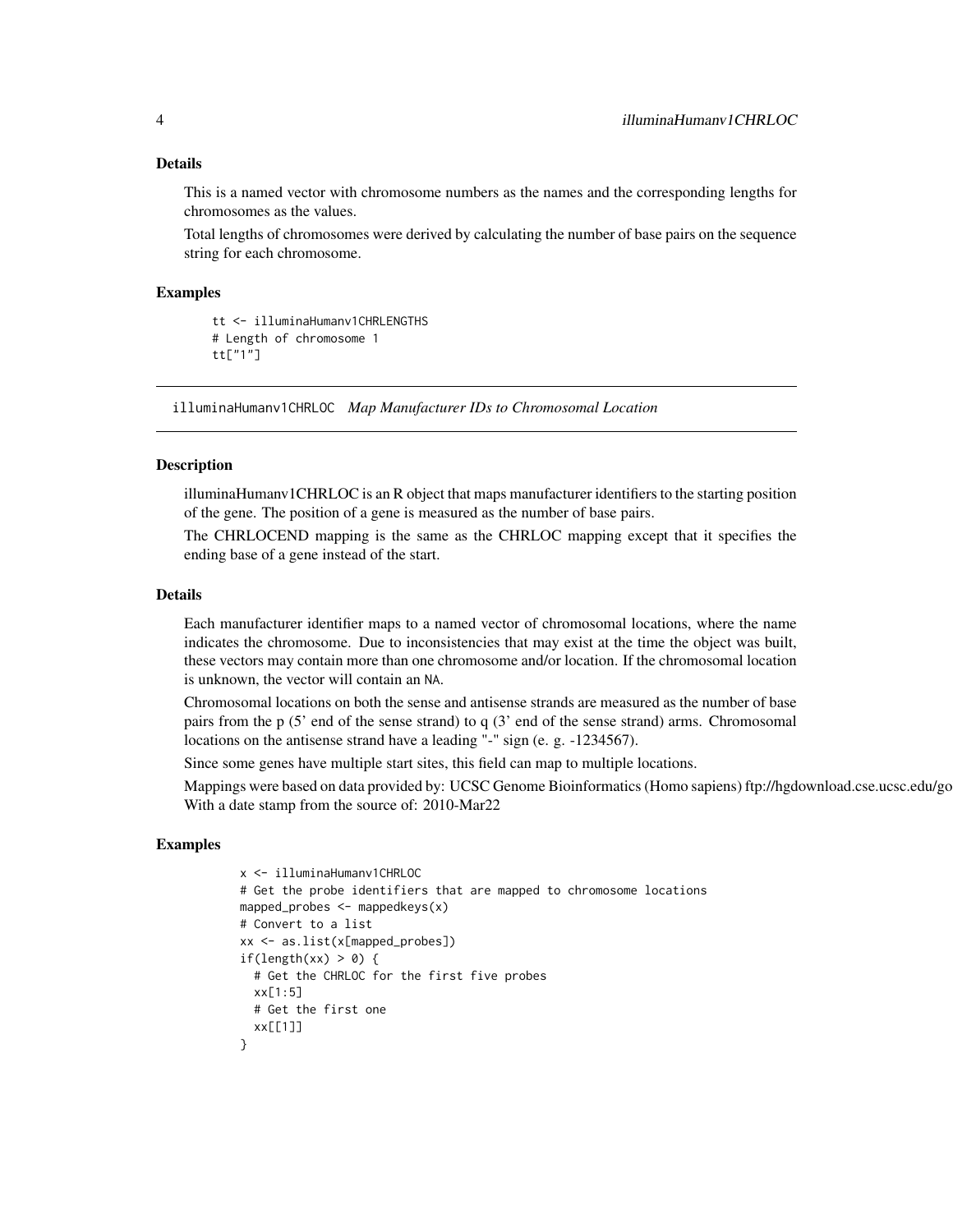### Details

This is a named vector with chromosome numbers as the names and the corresponding lengths for chromosomes as the values.

Total lengths of chromosomes were derived by calculating the number of base pairs on the sequence string for each chromosome.

### Examples

```
tt <- illuminaHumanv1CHRLENGTHS
# Length of chromosome 1
tt["1"]
```

---

## illuminaHumanv1CHRLOC *Map Manufacturer IDs to Chromosomal Location*

---

### Description

illuminaHumanv1CHRLOC is an R object that maps manufacturer identifiers to the starting position of the gene. The position of a gene is measured as the number of base pairs.

The CHRLOCEND mapping is the same as the CHRLOC mapping except that it specifies the ending base of a gene instead of the start.

### Details

Each manufacturer identifier maps to a named vector of chromosomal locations, where the name indicates the chromosome. Due to inconsistencies that may exist at the time the object was built, these vectors may contain more than one chromosome and/or location. If the chromosomal location is unknown, the vector will contain an NA.

Chromosomal locations on both the sense and antisense strands are measured as the number of base pairs from the p (5' end of the sense strand) to q (3' end of the sense strand) arms. Chromosomal locations on the antisense strand have a leading "-" sign (e. g. -1234567).

Since some genes have multiple start sites, this field can map to multiple locations.

Mappings were based on data provided by: UCSC Genome Bioinformatics (Homo sapiens) ftp://hgdownload.cse.ucsc.edu/go With a date stamp from the source of: 2010-Mar22

### Examples

```
x <- illuminaHumanv1CHRLOC
# Get the probe identifiers that are mapped to chromosome locations
mapped_probes <- mappedkeys(x)
# Convert to a list
xx <- as.list(x[mapped_probes])
if(length(xx) > 0) {
  # Get the CHRLOC for the first five probes
  xx[1:5]
  # Get the first one
  xx[[1]]
}
```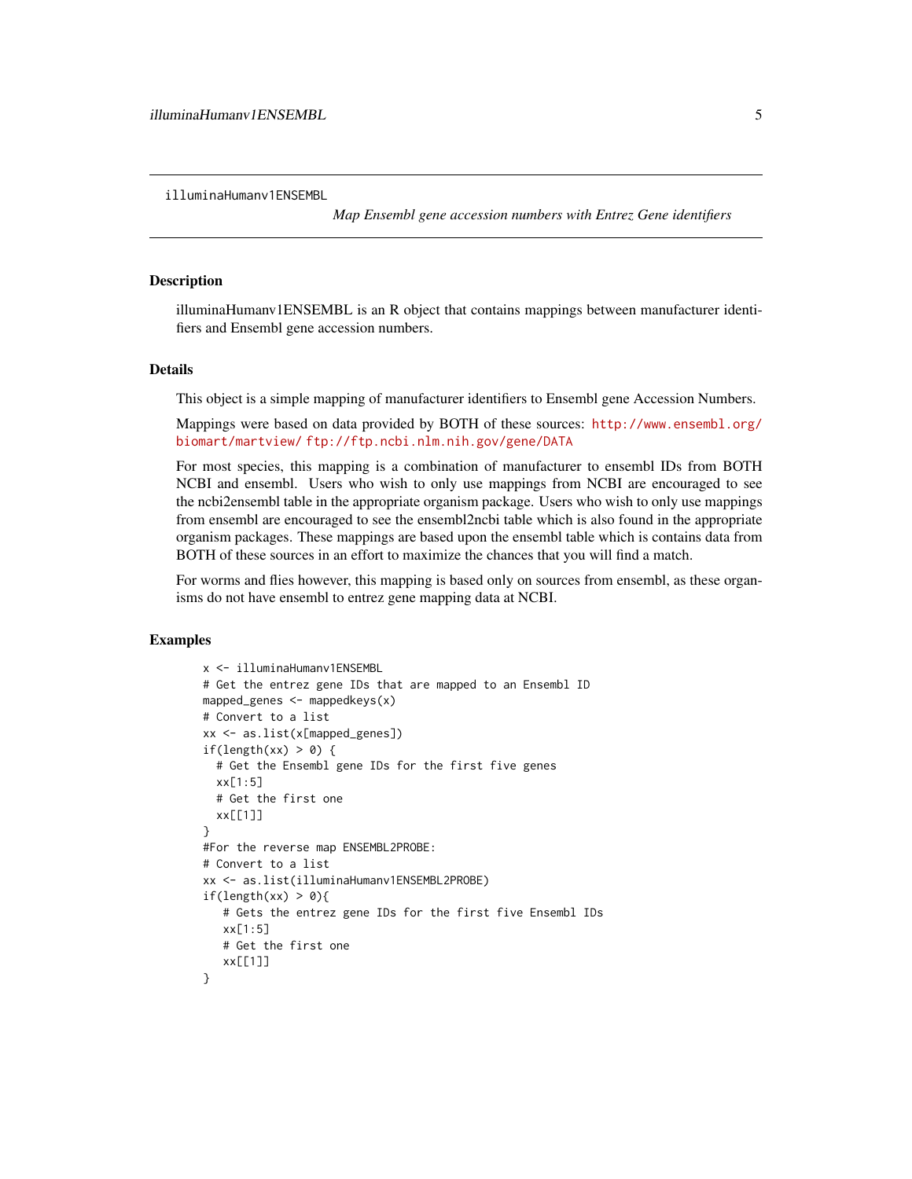illuminaHumanv1ENSEMBL

*Map Ensembl gene accession numbers with Entrez Gene identifiers*

## Description

illuminaHumanv1ENSEMBL is an R object that contains mappings between manufacturer identifiers and Ensembl gene accession numbers.

## Details

This object is a simple mapping of manufacturer identifiers to Ensembl gene Accession Numbers.

Mappings were based on data provided by BOTH of these sources: http://www.ensembl.org/biomart/martview/ ftp://ftp.ncbi.nlm.nih.gov/gene/DATA

For most species, this mapping is a combination of manufacturer to ensembl IDs from BOTH NCBI and ensembl. Users who wish to only use mappings from NCBI are encouraged to see the ncbi2ensembl table in the appropriate organism package. Users who wish to only use mappings from ensembl are encouraged to see the ensembl2ncbi table which is also found in the appropriate organism packages. These mappings are based upon the ensembl table which is contains data from BOTH of these sources in an effort to maximize the chances that you will find a match.

For worms and flies however, this mapping is based only on sources from ensembl, as these organisms do not have ensembl to entrez gene mapping data at NCBI.

## Examples

```
x <- illuminaHumanv1ENSEMBL
# Get the entrez gene IDs that are mapped to an Ensembl ID
mapped_genes <- mappedkeys(x)
# Convert to a list
xx <- as.list(x[mapped_genes])
if(length(xx) > 0) {
  # Get the Ensembl gene IDs for the first five genes
  xx[1:5]
  # Get the first one
  xx[[1]]
}
#For the reverse map ENSEMBL2PROBE:
# Convert to a list
xx <- as.list(illuminaHumanv1ENSEMBL2PROBE)
if(length(xx) > 0){
   # Gets the entrez gene IDs for the first five Ensembl IDs
   xx[1:5]
   # Get the first one
   xx[[1]]
}
```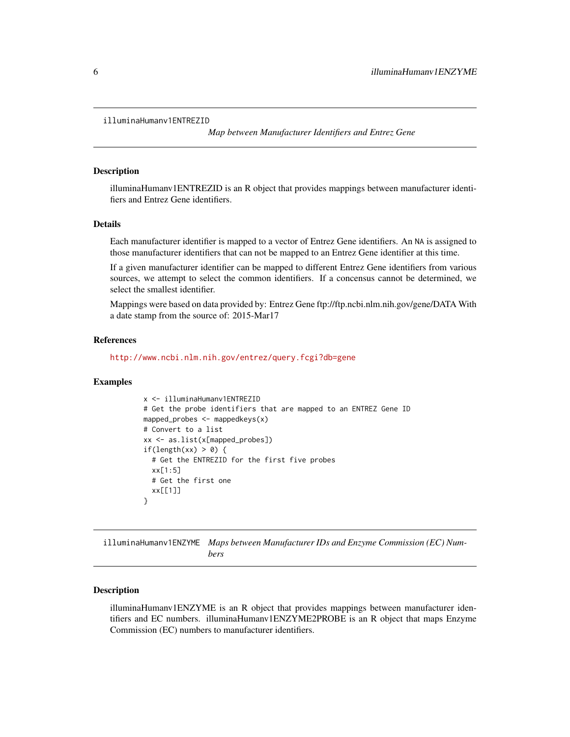## illuminaHumanv1ENTREZID

*Map between Manufacturer Identifiers and Entrez Gene*

### Description

illuminaHumanv1ENTREZID is an R object that provides mappings between manufacturer identifiers and Entrez Gene identifiers.

### Details

Each manufacturer identifier is mapped to a vector of Entrez Gene identifiers. An NA is assigned to those manufacturer identifiers that can not be mapped to an Entrez Gene identifier at this time.

If a given manufacturer identifier can be mapped to different Entrez Gene identifiers from various sources, we attempt to select the common identifiers. If a concensus cannot be determined, we select the smallest identifier.

Mappings were based on data provided by: Entrez Gene ftp://ftp.ncbi.nlm.nih.gov/gene/DATA With a date stamp from the source of: 2015-Mar17

### References

http://www.ncbi.nlm.nih.gov/entrez/query.fcgi?db=gene

### Examples

```
x <- illuminaHumanv1ENTREZID
# Get the probe identifiers that are mapped to an ENTREZ Gene ID
mapped_probes <- mappedkeys(x)
# Convert to a list
xx <- as.list(x[mapped_probes])
if(length(xx) > 0) {
  # Get the ENTREZID for the first five probes
  xx[1:5]
  # Get the first one
  xx[[1]]
}
```

## illuminaHumanv1ENZYME

*Maps between Manufacturer IDs and Enzyme Commission (EC) Numbers*

### Description

illuminaHumanv1ENZYME is an R object that provides mappings between manufacturer identifiers and EC numbers. illuminaHumanv1ENZYME2PROBE is an R object that maps Enzyme Commission (EC) numbers to manufacturer identifiers.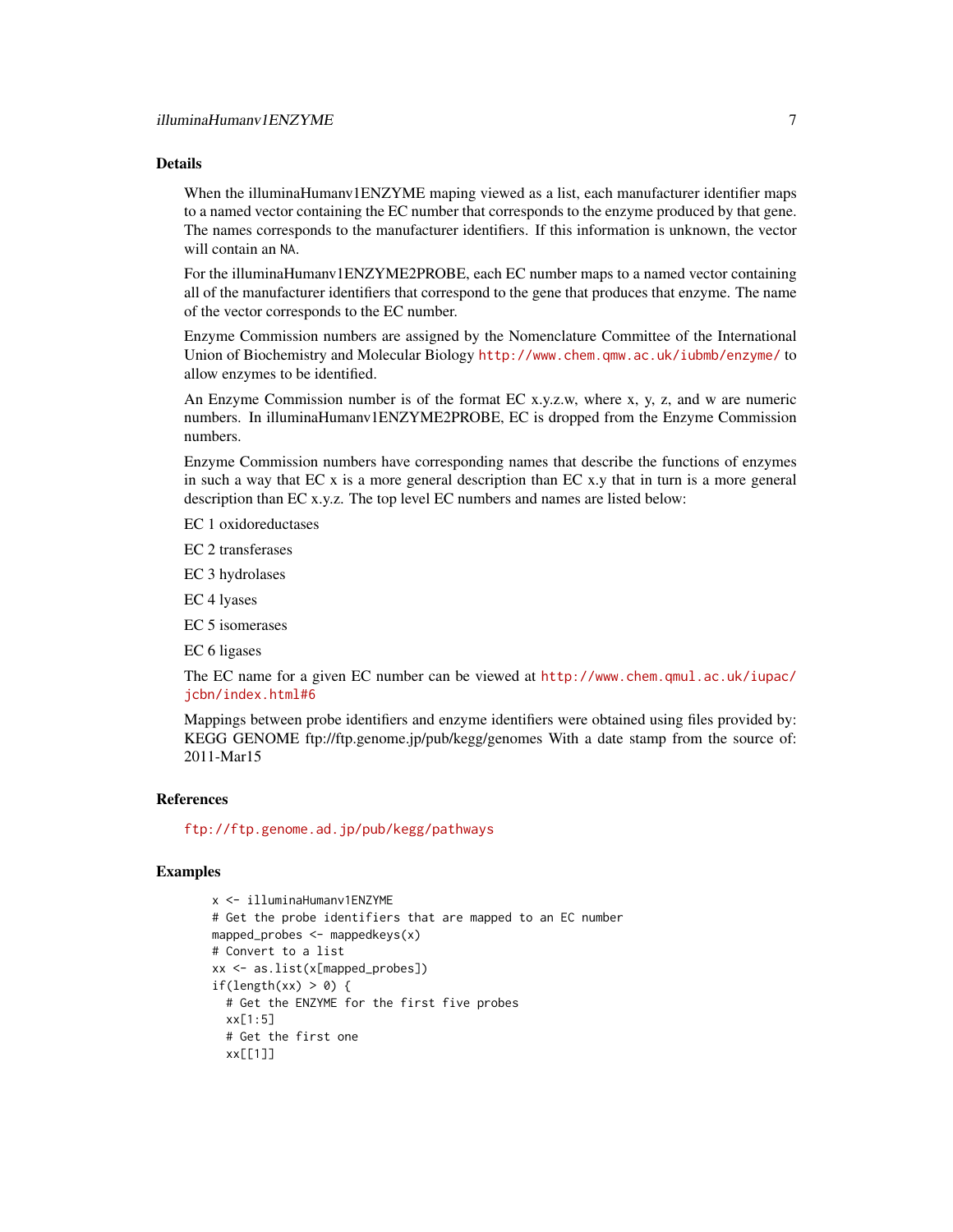## Details

When the illuminaHumanv1ENZYME maping viewed as a list, each manufacturer identifier maps to a named vector containing the EC number that corresponds to the enzyme produced by that gene. The names corresponds to the manufacturer identifiers. If this information is unknown, the vector will contain an NA.

For the illuminaHumanv1ENZYME2PROBE, each EC number maps to a named vector containing all of the manufacturer identifiers that correspond to the gene that produces that enzyme. The name of the vector corresponds to the EC number.

Enzyme Commission numbers are assigned by the Nomenclature Committee of the International Union of Biochemistry and Molecular Biology http://www.chem.qmw.ac.uk/iubmb/enzyme/ to allow enzymes to be identified.

An Enzyme Commission number is of the format EC x.y.z.w, where x, y, z, and w are numeric numbers. In illuminaHumanv1ENZYME2PROBE, EC is dropped from the Enzyme Commission numbers.

Enzyme Commission numbers have corresponding names that describe the functions of enzymes in such a way that EC x is a more general description than EC x.y that in turn is a more general description than EC x.y.z. The top level EC numbers and names are listed below:

EC 1 oxidoreductases

EC 2 transferases

EC 3 hydrolases

EC 4 lyases

EC 5 isomerases

EC 6 ligases

The EC name for a given EC number can be viewed at http://www.chem.qmul.ac.uk/iupac/jcbn/index.html#6

Mappings between probe identifiers and enzyme identifiers were obtained using files provided by: KEGG GENOME ftp://ftp.genome.jp/pub/kegg/genomes With a date stamp from the source of: 2011-Mar15

## References

ftp://ftp.genome.ad.jp/pub/kegg/pathways

## Examples

```
x <- illuminaHumanv1ENZYME
# Get the probe identifiers that are mapped to an EC number
mapped_probes <- mappedkeys(x)
# Convert to a list
xx <- as.list(x[mapped_probes])
if(length(xx) > 0) {
  # Get the ENZYME for the first five probes
  xx[1:5]
  # Get the first one
  xx[[1]]
```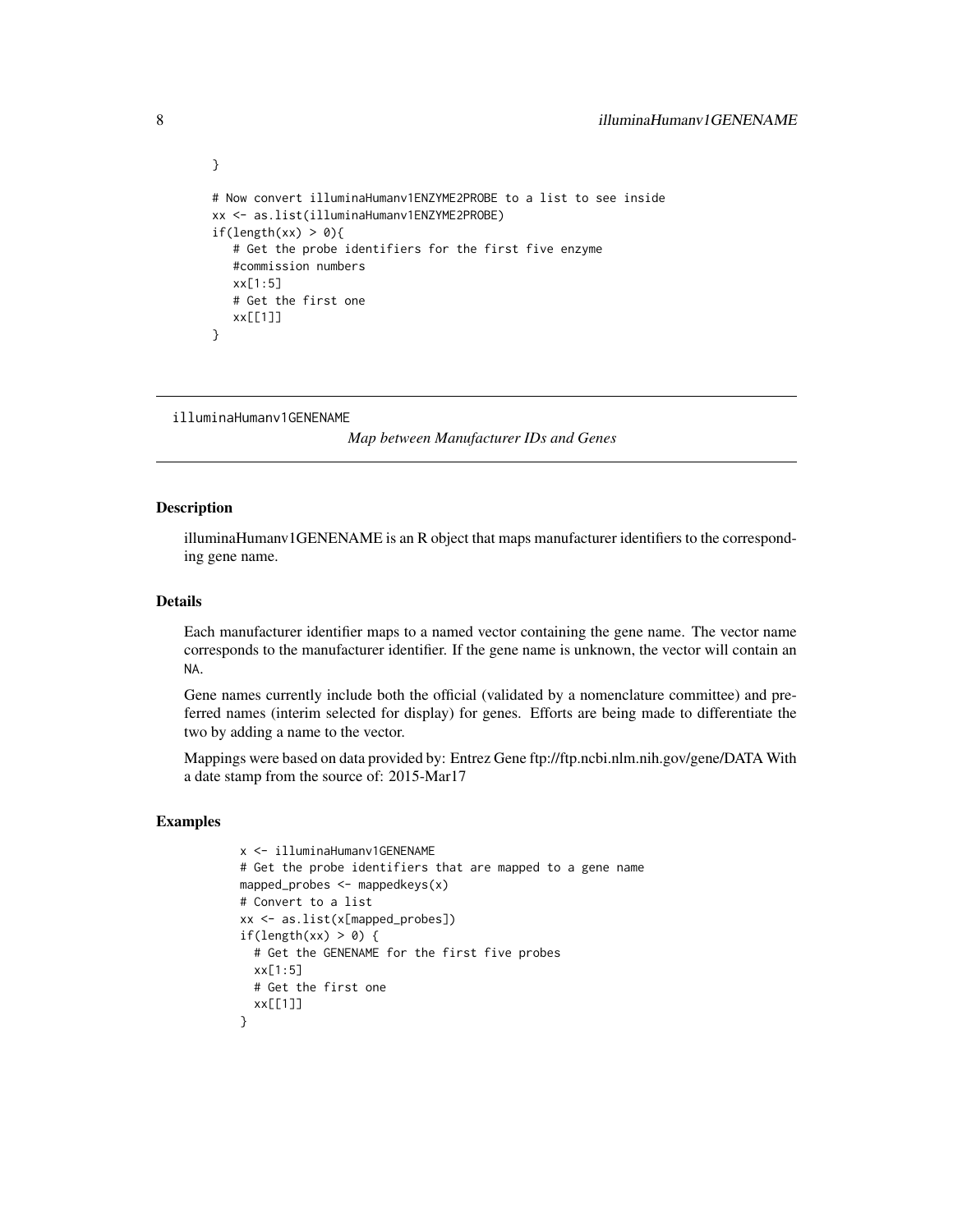```
}

# Now convert illuminaHumanv1ENZYME2PROBE to a list to see inside
xx <- as.list(illuminaHumanv1ENZYME2PROBE)
if(length(xx) > 0){
   # Get the probe identifiers for the first five enzyme
   #commission numbers
   xx[1:5]
   # Get the first one
   xx[[1]]
}
```

---

## illuminaHumanv1GENENAME — *Map between Manufacturer IDs and Genes*

### Description

illuminaHumanv1GENENAME is an R object that maps manufacturer identifiers to the corresponding gene name.

### Details

Each manufacturer identifier maps to a named vector containing the gene name. The vector name corresponds to the manufacturer identifier. If the gene name is unknown, the vector will contain an `NA`.

Gene names currently include both the official (validated by a nomenclature committee) and preferred names (interim selected for display) for genes. Efforts are being made to differentiate the two by adding a name to the vector.

Mappings were based on data provided by: Entrez Gene ftp://ftp.ncbi.nlm.nih.gov/gene/DATA With a date stamp from the source of: 2015-Mar17

### Examples

```
x <- illuminaHumanv1GENENAME
# Get the probe identifiers that are mapped to a gene name
mapped_probes <- mappedkeys(x)
# Convert to a list
xx <- as.list(x[mapped_probes])
if(length(xx) > 0) {
  # Get the GENENAME for the first five probes
  xx[1:5]
  # Get the first one
  xx[[1]]
}
```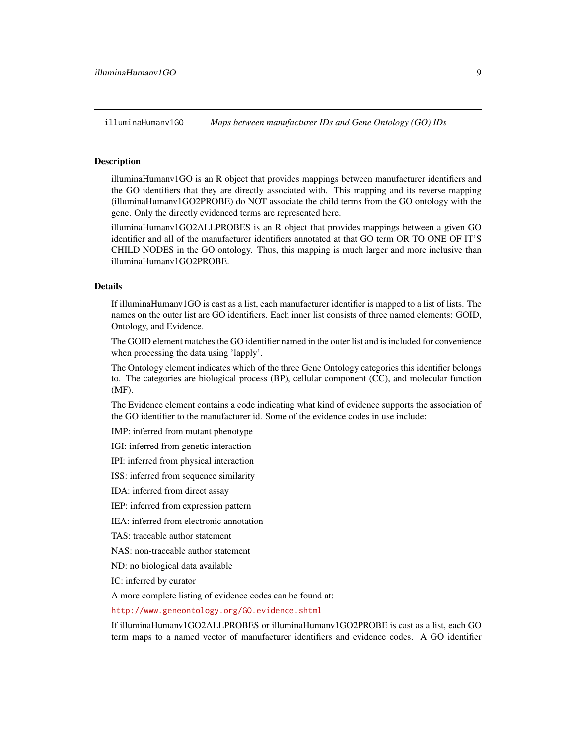`illuminaHumanv1GO` *Maps between manufacturer IDs and Gene Ontology (GO) IDs*

## Description

illuminaHumanv1GO is an R object that provides mappings between manufacturer identifiers and the GO identifiers that they are directly associated with. This mapping and its reverse mapping (illuminaHumanv1GO2PROBE) do NOT associate the child terms from the GO ontology with the gene. Only the directly evidenced terms are represented here.

illuminaHumanv1GO2ALLPROBES is an R object that provides mappings between a given GO identifier and all of the manufacturer identifiers annotated at that GO term OR TO ONE OF IT'S CHILD NODES in the GO ontology. Thus, this mapping is much larger and more inclusive than illuminaHumanv1GO2PROBE.

## Details

If illuminaHumanv1GO is cast as a list, each manufacturer identifier is mapped to a list of lists. The names on the outer list are GO identifiers. Each inner list consists of three named elements: GOID, Ontology, and Evidence.

The GOID element matches the GO identifier named in the outer list and is included for convenience when processing the data using 'lapply'.

The Ontology element indicates which of the three Gene Ontology categories this identifier belongs to. The categories are biological process (BP), cellular component (CC), and molecular function (MF).

The Evidence element contains a code indicating what kind of evidence supports the association of the GO identifier to the manufacturer id. Some of the evidence codes in use include:

IMP: inferred from mutant phenotype

IGI: inferred from genetic interaction

IPI: inferred from physical interaction

ISS: inferred from sequence similarity

IDA: inferred from direct assay

IEP: inferred from expression pattern

IEA: inferred from electronic annotation

TAS: traceable author statement

NAS: non-traceable author statement

ND: no biological data available

IC: inferred by curator

A more complete listing of evidence codes can be found at:

http://www.geneontology.org/GO.evidence.shtml

If illuminaHumanv1GO2ALLPROBES or illuminaHumanv1GO2PROBE is cast as a list, each GO term maps to a named vector of manufacturer identifiers and evidence codes. A GO identifier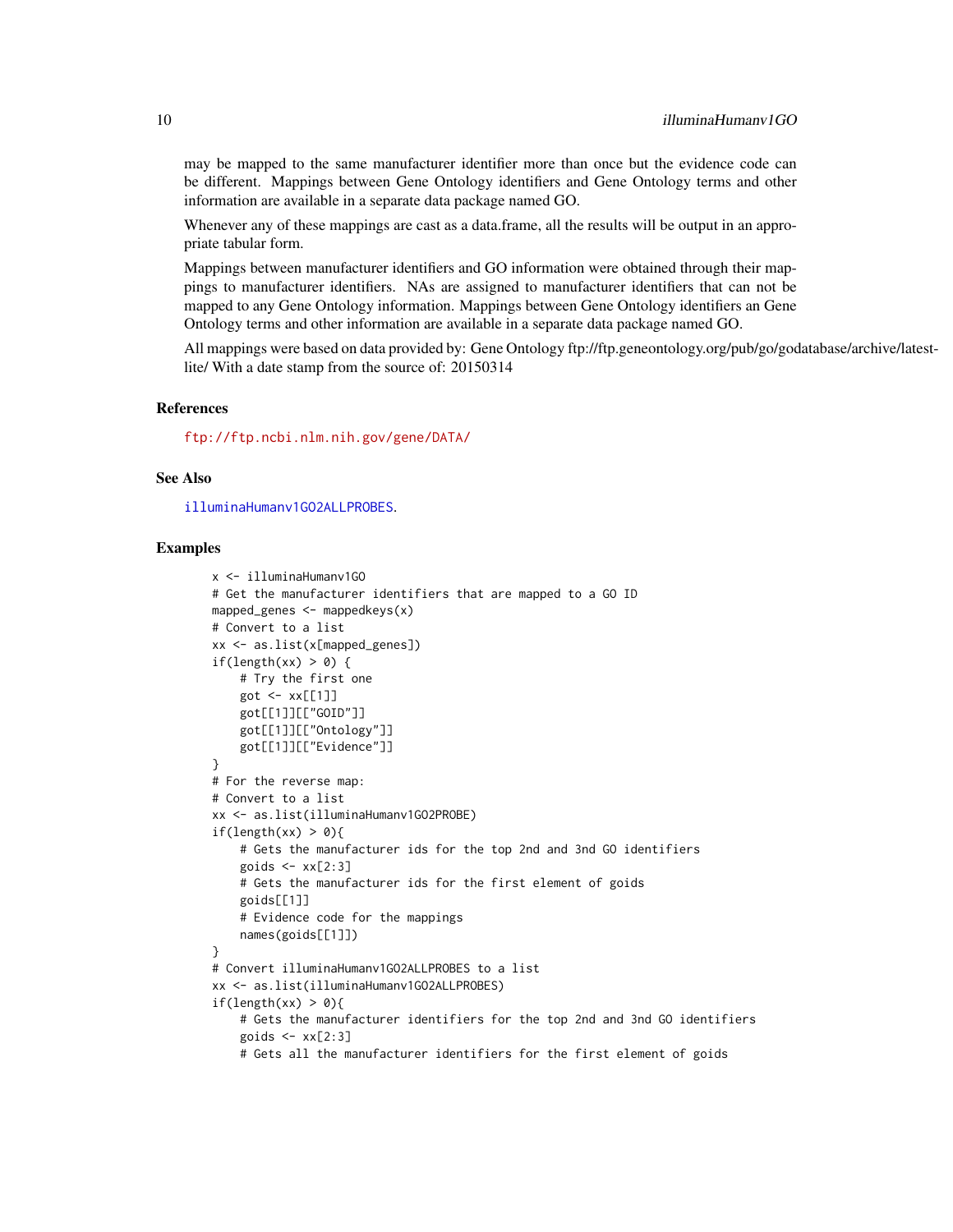may be mapped to the same manufacturer identifier more than once but the evidence code can be different. Mappings between Gene Ontology identifiers and Gene Ontology terms and other information are available in a separate data package named GO.

Whenever any of these mappings are cast as a data.frame, all the results will be output in an appropriate tabular form.

Mappings between manufacturer identifiers and GO information were obtained through their mappings to manufacturer identifiers. NAs are assigned to manufacturer identifiers that can not be mapped to any Gene Ontology information. Mappings between Gene Ontology identifiers an Gene Ontology terms and other information are available in a separate data package named GO.

All mappings were based on data provided by: Gene Ontology ftp://ftp.geneontology.org/pub/go/godatabase/archive/latest-lite/ With a date stamp from the source of: 20150314

### References

ftp://ftp.ncbi.nlm.nih.gov/gene/DATA/

### See Also

illuminaHumanv1GO2ALLPROBES.

### Examples

```
x <- illuminaHumanv1GO
# Get the manufacturer identifiers that are mapped to a GO ID
mapped_genes <- mappedkeys(x)
# Convert to a list
xx <- as.list(x[mapped_genes])
if(length(xx) > 0) {
    # Try the first one
    got <- xx[[1]]
    got[[1]][["GOID"]]
    got[[1]][["Ontology"]]
    got[[1]][["Evidence"]]
}
# For the reverse map:
# Convert to a list
xx <- as.list(illuminaHumanv1GO2PROBE)
if(length(xx) > 0){
    # Gets the manufacturer ids for the top 2nd and 3nd GO identifiers
    goids <- xx[2:3]
    # Gets the manufacturer ids for the first element of goids
    goids[[1]]
    # Evidence code for the mappings
    names(goids[[1]])
}
# Convert illuminaHumanv1GO2ALLPROBES to a list
xx <- as.list(illuminaHumanv1GO2ALLPROBES)
if(length(xx) > 0){
    # Gets the manufacturer identifiers for the top 2nd and 3nd GO identifiers
    goids <- xx[2:3]
    # Gets all the manufacturer identifiers for the first element of goids
```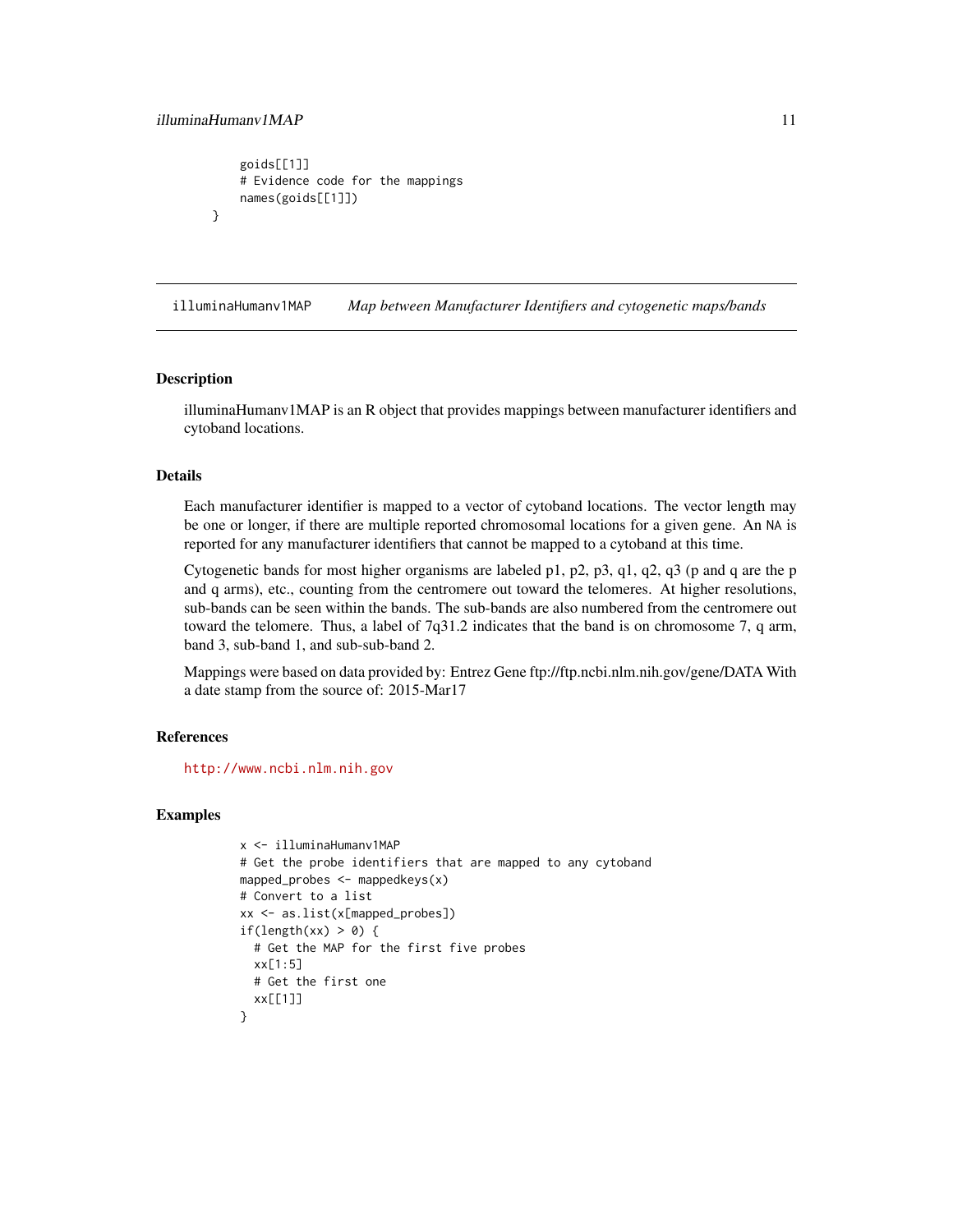```
    goids[[1]]
    # Evidence code for the mappings
    names(goids[[1]])
}
```

## illuminaHumanv1MAP    *Map between Manufacturer Identifiers and cytogenetic maps/bands*

### Description

illuminaHumanv1MAP is an R object that provides mappings between manufacturer identifiers and cytoband locations.

### Details

Each manufacturer identifier is mapped to a vector of cytoband locations. The vector length may be one or longer, if there are multiple reported chromosomal locations for a given gene. An NA is reported for any manufacturer identifiers that cannot be mapped to a cytoband at this time.

Cytogenetic bands for most higher organisms are labeled p1, p2, p3, q1, q2, q3 (p and q are the p and q arms), etc., counting from the centromere out toward the telomeres. At higher resolutions, sub-bands can be seen within the bands. The sub-bands are also numbered from the centromere out toward the telomere. Thus, a label of 7q31.2 indicates that the band is on chromosome 7, q arm, band 3, sub-band 1, and sub-sub-band 2.

Mappings were based on data provided by: Entrez Gene ftp://ftp.ncbi.nlm.nih.gov/gene/DATA With a date stamp from the source of: 2015-Mar17

### References

http://www.ncbi.nlm.nih.gov

### Examples

```
x <- illuminaHumanv1MAP
# Get the probe identifiers that are mapped to any cytoband
mapped_probes <- mappedkeys(x)
# Convert to a list
xx <- as.list(x[mapped_probes])
if(length(xx) > 0) {
  # Get the MAP for the first five probes
  xx[1:5]
  # Get the first one
  xx[[1]]
}
```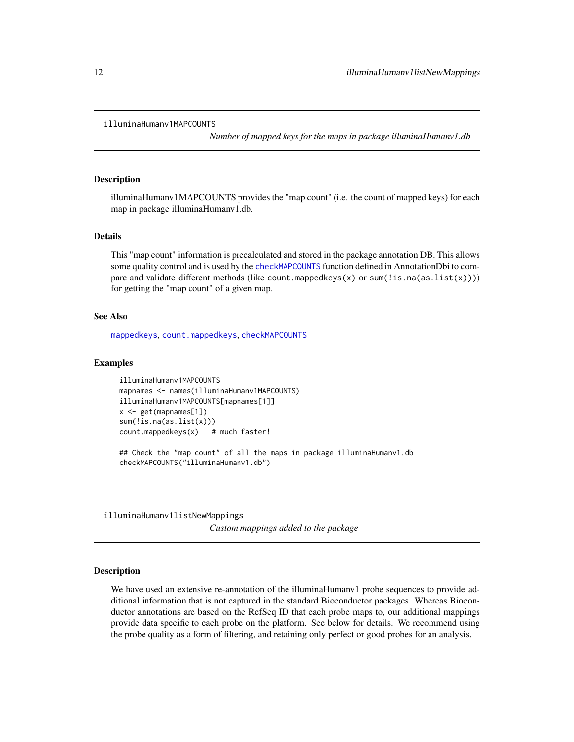## illuminaHumanv1MAPCOUNTS

*Number of mapped keys for the maps in package illuminaHumanv1.db*

### Description

illuminaHumanv1MAPCOUNTS provides the "map count" (i.e. the count of mapped keys) for each map in package illuminaHumanv1.db.

### Details

This "map count" information is precalculated and stored in the package annotation DB. This allows some quality control and is used by the `checkMAPCOUNTS` function defined in AnnotationDbi to compare and validate different methods (like `count.mappedkeys(x)` or `sum(!is.na(as.list(x)))`) for getting the "map count" of a given map.

### See Also

`mappedkeys`, `count.mappedkeys`, `checkMAPCOUNTS`

### Examples

```
illuminaHumanv1MAPCOUNTS
mapnames <- names(illuminaHumanv1MAPCOUNTS)
illuminaHumanv1MAPCOUNTS[mapnames[1]]
x <- get(mapnames[1])
sum(!is.na(as.list(x)))
count.mappedkeys(x)   # much faster!

## Check the "map count" of all the maps in package illuminaHumanv1.db
checkMAPCOUNTS("illuminaHumanv1.db")
```

## illuminaHumanv1listNewMappings

*Custom mappings added to the package*

### Description

We have used an extensive re-annotation of the illuminaHumanv1 probe sequences to provide additional information that is not captured in the standard Bioconductor packages. Whereas Bioconductor annotations are based on the RefSeq ID that each probe maps to, our additional mappings provide data specific to each probe on the platform. See below for details. We recommend using the probe quality as a form of filtering, and retaining only perfect or good probes for an analysis.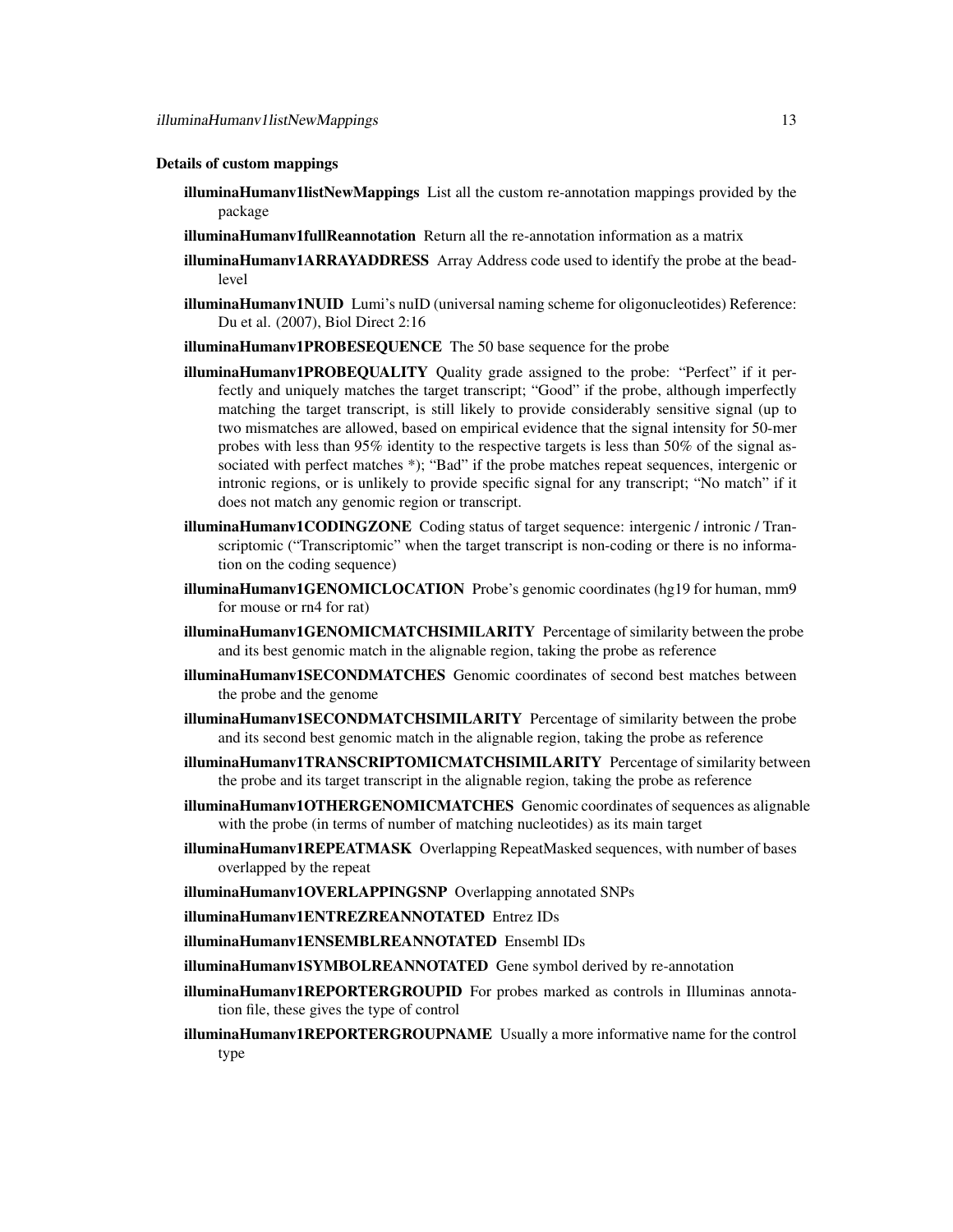### Details of custom mappings

**illuminaHumanv1listNewMappings** List all the custom re-annotation mappings provided by the package

**illuminaHumanv1fullReannotation** Return all the re-annotation information as a matrix

**illuminaHumanv1ARRAYADDRESS** Array Address code used to identify the probe at the bead-level

**illuminaHumanv1NUID** Lumi's nuID (universal naming scheme for oligonucleotides) Reference: Du et al. (2007), Biol Direct 2:16

**illuminaHumanv1PROBESEQUENCE** The 50 base sequence for the probe

**illuminaHumanv1PROBEQUALITY** Quality grade assigned to the probe: "Perfect" if it perfectly and uniquely matches the target transcript; "Good" if the probe, although imperfectly matching the target transcript, is still likely to provide considerably sensitive signal (up to two mismatches are allowed, based on empirical evidence that the signal intensity for 50-mer probes with less than 95% identity to the respective targets is less than 50% of the signal associated with perfect matches *); "Bad" if the probe matches repeat sequences, intergenic or intronic regions, or is unlikely to provide specific signal for any transcript; "No match" if it does not match any genomic region or transcript.

**illuminaHumanv1CODINGZONE** Coding status of target sequence: intergenic / intronic / Transcriptomic ("Transcriptomic" when the target transcript is non-coding or there is no information on the coding sequence)

**illuminaHumanv1GENOMICLOCATION** Probe's genomic coordinates (hg19 for human, mm9 for mouse or rn4 for rat)

**illuminaHumanv1GENOMICMATCHSIMILARITY** Percentage of similarity between the probe and its best genomic match in the alignable region, taking the probe as reference

**illuminaHumanv1SECONDMATCHES** Genomic coordinates of second best matches between the probe and the genome

**illuminaHumanv1SECONDMATCHSIMILARITY** Percentage of similarity between the probe and its second best genomic match in the alignable region, taking the probe as reference

**illuminaHumanv1TRANSCRIPTOMICMATCHSIMILARITY** Percentage of similarity between the probe and its target transcript in the alignable region, taking the probe as reference

**illuminaHumanv1OTHERGENOMICMATCHES** Genomic coordinates of sequences as alignable with the probe (in terms of number of matching nucleotides) as its main target

**illuminaHumanv1REPEATMASK** Overlapping RepeatMasked sequences, with number of bases overlapped by the repeat

**illuminaHumanv1OVERLAPPINGSNP** Overlapping annotated SNPs

**illuminaHumanv1ENTREZREANNOTATED** Entrez IDs

**illuminaHumanv1ENSEMBLREANNOTATED** Ensembl IDs

**illuminaHumanv1SYMBOLREANNOTATED** Gene symbol derived by re-annotation

**illuminaHumanv1REPORTERGROUPID** For probes marked as controls in Illuminas annotation file, these gives the type of control

**illuminaHumanv1REPORTERGROUPNAME** Usually a more informative name for the control type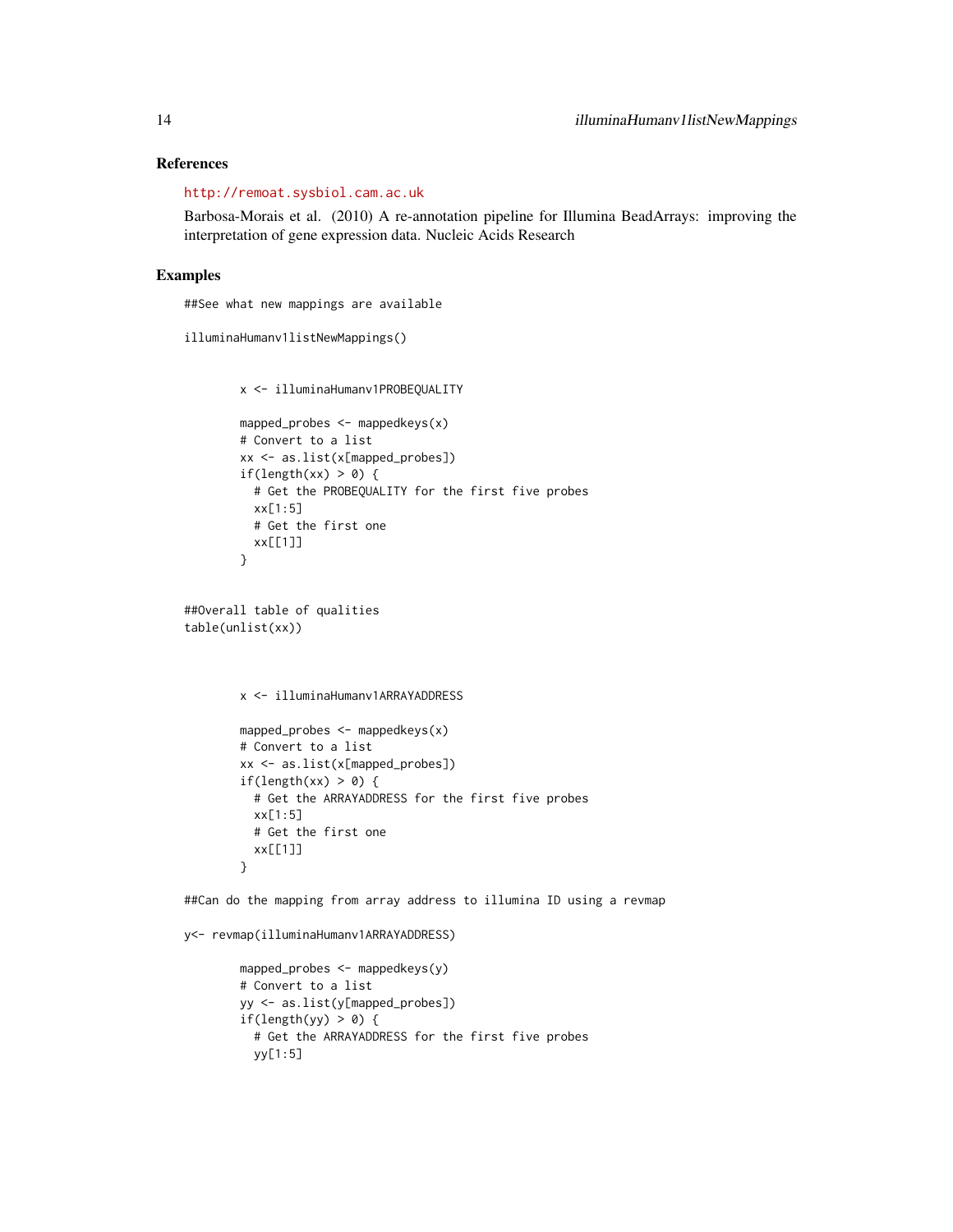## References

http://remoat.sysbiol.cam.ac.uk

Barbosa-Morais et al. (2010) A re-annotation pipeline for Illumina BeadArrays: improving the interpretation of gene expression data. Nucleic Acids Research

## Examples

```
##See what new mappings are available

illuminaHumanv1listNewMappings()


        x <- illuminaHumanv1PROBEQUALITY

        mapped_probes <- mappedkeys(x)
        # Convert to a list
        xx <- as.list(x[mapped_probes])
        if(length(xx) > 0) {
          # Get the PROBEQUALITY for the first five probes
          xx[1:5]
          # Get the first one
          xx[[1]]
        }


##Overall table of qualities
table(unlist(xx))



        x <- illuminaHumanv1ARRAYADDRESS

        mapped_probes <- mappedkeys(x)
        # Convert to a list
        xx <- as.list(x[mapped_probes])
        if(length(xx) > 0) {
          # Get the ARRAYADDRESS for the first five probes
          xx[1:5]
          # Get the first one
          xx[[1]]
        }

##Can do the mapping from array address to illumina ID using a revmap

y<- revmap(illuminaHumanv1ARRAYADDRESS)

        mapped_probes <- mappedkeys(y)
        # Convert to a list
        yy <- as.list(y[mapped_probes])
        if(length(yy) > 0) {
          # Get the ARRAYADDRESS for the first five probes
          yy[1:5]
```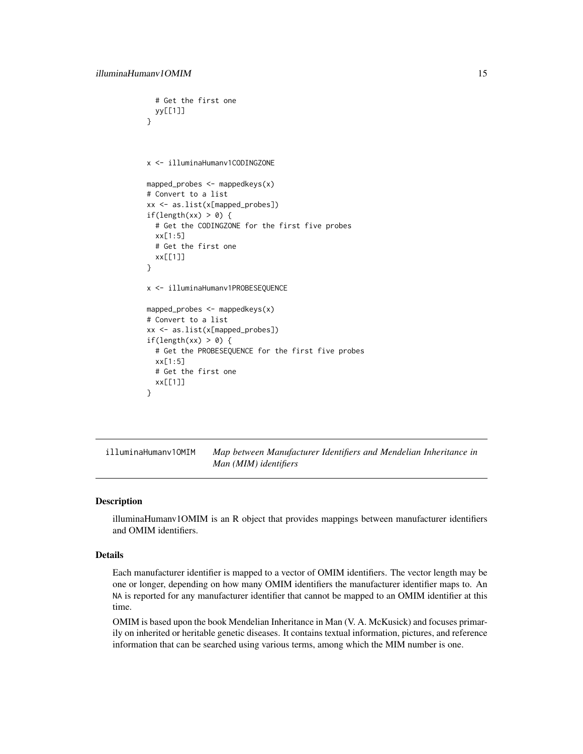```
  # Get the first one
  yy[[1]]
}



x <- illuminaHumanv1CODINGZONE

mapped_probes <- mappedkeys(x)
# Convert to a list
xx <- as.list(x[mapped_probes])
if(length(xx) > 0) {
  # Get the CODINGZONE for the first five probes
  xx[1:5]
  # Get the first one
  xx[[1]]
}

x <- illuminaHumanv1PROBESEQUENCE

mapped_probes <- mappedkeys(x)
# Convert to a list
xx <- as.list(x[mapped_probes])
if(length(xx) > 0) {
  # Get the PROBESEQUENCE for the first five probes
  xx[1:5]
  # Get the first one
  xx[[1]]
}
```

## illuminaHumanv1OMIM *Map between Manufacturer Identifiers and Mendelian Inheritance in Man (MIM) identifiers*

### Description

illuminaHumanv1OMIM is an R object that provides mappings between manufacturer identifiers and OMIM identifiers.

### Details

Each manufacturer identifier is mapped to a vector of OMIM identifiers. The vector length may be one or longer, depending on how many OMIM identifiers the manufacturer identifier maps to. An NA is reported for any manufacturer identifier that cannot be mapped to an OMIM identifier at this time.

OMIM is based upon the book Mendelian Inheritance in Man (V. A. McKusick) and focuses primarily on inherited or heritable genetic diseases. It contains textual information, pictures, and reference information that can be searched using various terms, among which the MIM number is one.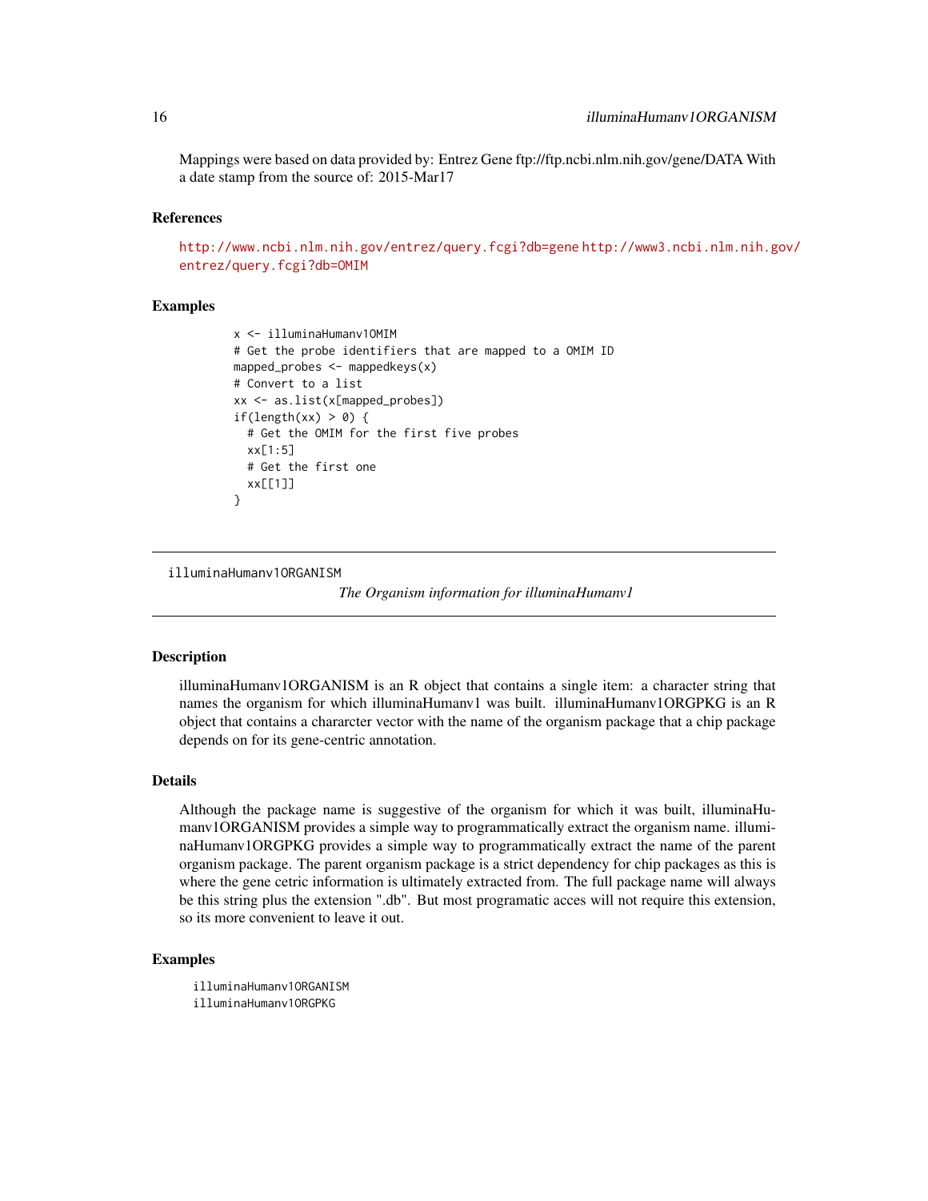Mappings were based on data provided by: Entrez Gene ftp://ftp.ncbi.nlm.nih.gov/gene/DATA With a date stamp from the source of: 2015-Mar17

### References

http://www.ncbi.nlm.nih.gov/entrez/query.fcgi?db=gene http://www3.ncbi.nlm.nih.gov/entrez/query.fcgi?db=OMIM

### Examples

```
x <- illuminaHumanv1OMIM
# Get the probe identifiers that are mapped to a OMIM ID
mapped_probes <- mappedkeys(x)
# Convert to a list
xx <- as.list(x[mapped_probes])
if(length(xx) > 0) {
  # Get the OMIM for the first five probes
  xx[1:5]
  # Get the first one
  xx[[1]]
}
```

---

## illuminaHumanv1ORGANISM &nbsp;&nbsp;&nbsp; *The Organism information for illuminaHumanv1*

---

### Description

illuminaHumanv1ORGANISM is an R object that contains a single item: a character string that names the organism for which illuminaHumanv1 was built. illuminaHumanv1ORGPKG is an R object that contains a chararcter vector with the name of the organism package that a chip package depends on for its gene-centric annotation.

### Details

Although the package name is suggestive of the organism for which it was built, illuminaHumanv1ORGANISM provides a simple way to programmatically extract the organism name. illuminaHumanv1ORGPKG provides a simple way to programmatically extract the name of the parent organism package. The parent organism package is a strict dependency for chip packages as this is where the gene cetric information is ultimately extracted from. The full package name will always be this string plus the extension ".db". But most programatic acces will not require this extension, so its more convenient to leave it out.

### Examples

```
illuminaHumanv1ORGANISM
illuminaHumanv1ORGPKG
```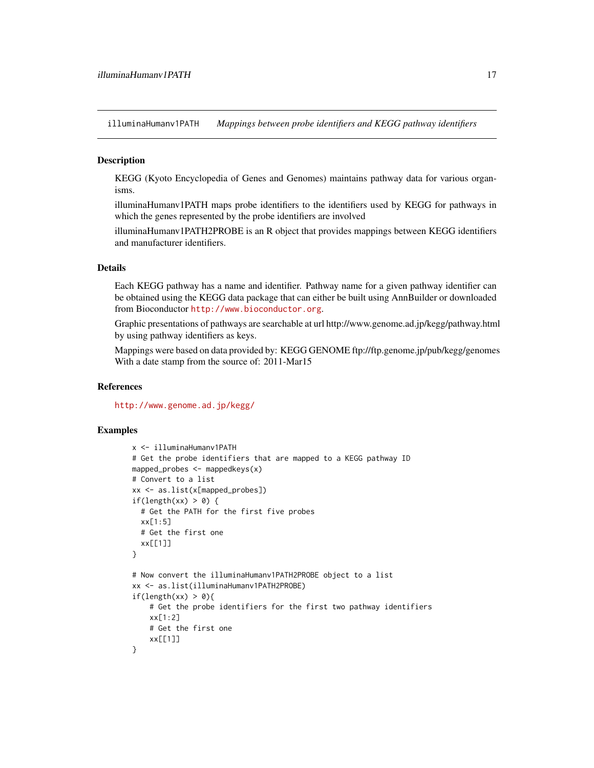illuminaHumanv1PATH *Mappings between probe identifiers and KEGG pathway identifiers*

## Description

KEGG (Kyoto Encyclopedia of Genes and Genomes) maintains pathway data for various organisms.

illuminaHumanv1PATH maps probe identifiers to the identifiers used by KEGG for pathways in which the genes represented by the probe identifiers are involved

illuminaHumanv1PATH2PROBE is an R object that provides mappings between KEGG identifiers and manufacturer identifiers.

## Details

Each KEGG pathway has a name and identifier. Pathway name for a given pathway identifier can be obtained using the KEGG data package that can either be built using AnnBuilder or downloaded from Bioconductor http://www.bioconductor.org.

Graphic presentations of pathways are searchable at url http://www.genome.ad.jp/kegg/pathway.html by using pathway identifiers as keys.

Mappings were based on data provided by: KEGG GENOME ftp://ftp.genome.jp/pub/kegg/genomes With a date stamp from the source of: 2011-Mar15

## References

http://www.genome.ad.jp/kegg/

## Examples

```
x <- illuminaHumanv1PATH
# Get the probe identifiers that are mapped to a KEGG pathway ID
mapped_probes <- mappedkeys(x)
# Convert to a list
xx <- as.list(x[mapped_probes])
if(length(xx) > 0) {
  # Get the PATH for the first five probes
  xx[1:5]
  # Get the first one
  xx[[1]]
}

# Now convert the illuminaHumanv1PATH2PROBE object to a list
xx <- as.list(illuminaHumanv1PATH2PROBE)
if(length(xx) > 0){
    # Get the probe identifiers for the first two pathway identifiers
    xx[1:2]
    # Get the first one
    xx[[1]]
}
```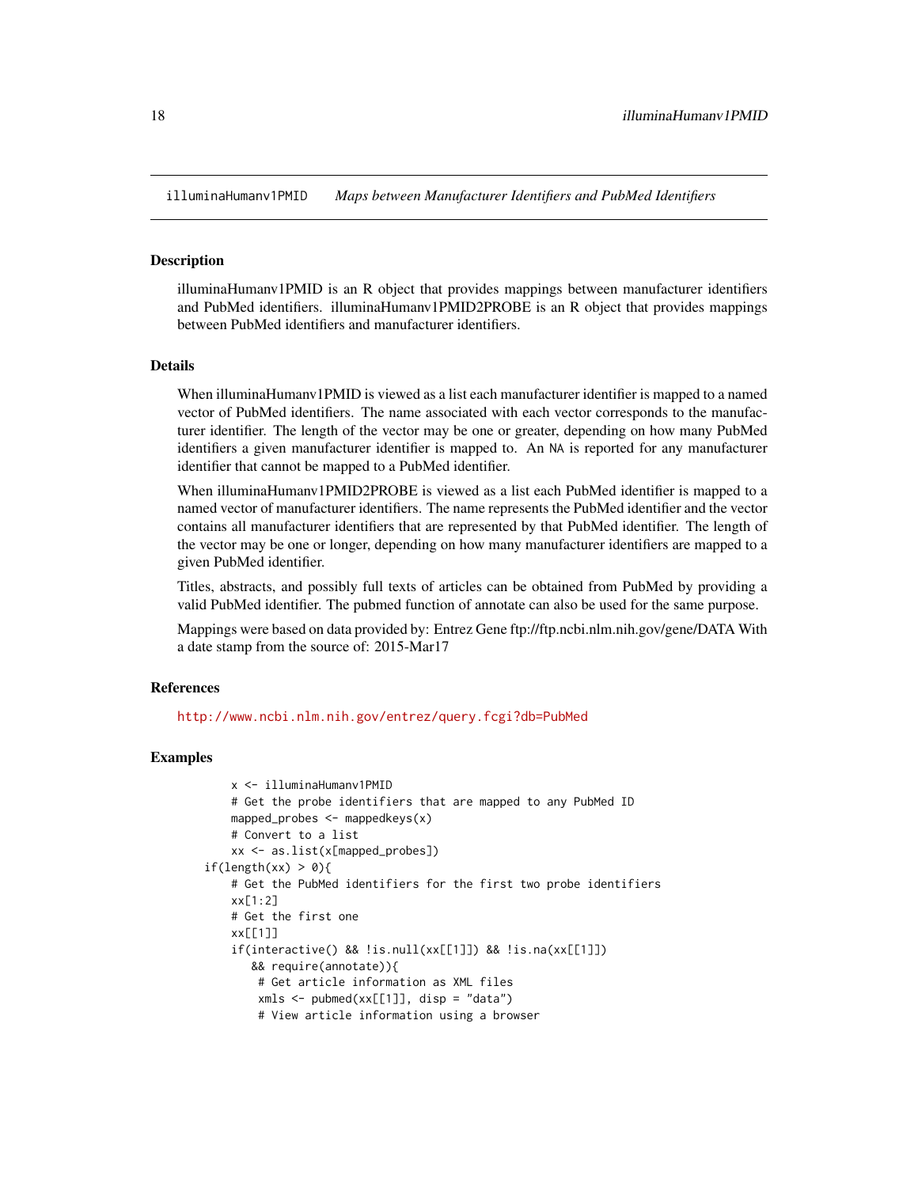illuminaHumanv1PMID *Maps between Manufacturer Identifiers and PubMed Identifiers*

## Description

illuminaHumanv1PMID is an R object that provides mappings between manufacturer identifiers and PubMed identifiers. illuminaHumanv1PMID2PROBE is an R object that provides mappings between PubMed identifiers and manufacturer identifiers.

## Details

When illuminaHumanv1PMID is viewed as a list each manufacturer identifier is mapped to a named vector of PubMed identifiers. The name associated with each vector corresponds to the manufacturer identifier. The length of the vector may be one or greater, depending on how many PubMed identifiers a given manufacturer identifier is mapped to. An NA is reported for any manufacturer identifier that cannot be mapped to a PubMed identifier.

When illuminaHumanv1PMID2PROBE is viewed as a list each PubMed identifier is mapped to a named vector of manufacturer identifiers. The name represents the PubMed identifier and the vector contains all manufacturer identifiers that are represented by that PubMed identifier. The length of the vector may be one or longer, depending on how many manufacturer identifiers are mapped to a given PubMed identifier.

Titles, abstracts, and possibly full texts of articles can be obtained from PubMed by providing a valid PubMed identifier. The pubmed function of annotate can also be used for the same purpose.

Mappings were based on data provided by: Entrez Gene ftp://ftp.ncbi.nlm.nih.gov/gene/DATA With a date stamp from the source of: 2015-Mar17

## References

http://www.ncbi.nlm.nih.gov/entrez/query.fcgi?db=PubMed

## Examples

```
        x <- illuminaHumanv1PMID
        # Get the probe identifiers that are mapped to any PubMed ID
        mapped_probes <- mappedkeys(x)
        # Convert to a list
        xx <- as.list(x[mapped_probes])
    if(length(xx) > 0){
        # Get the PubMed identifiers for the first two probe identifiers
        xx[1:2]
        # Get the first one
        xx[[1]]
        if(interactive() && !is.null(xx[[1]]) && !is.na(xx[[1]])
           && require(annotate)){
            # Get article information as XML files
            xmls <- pubmed(xx[[1]], disp = "data")
            # View article information using a browser
```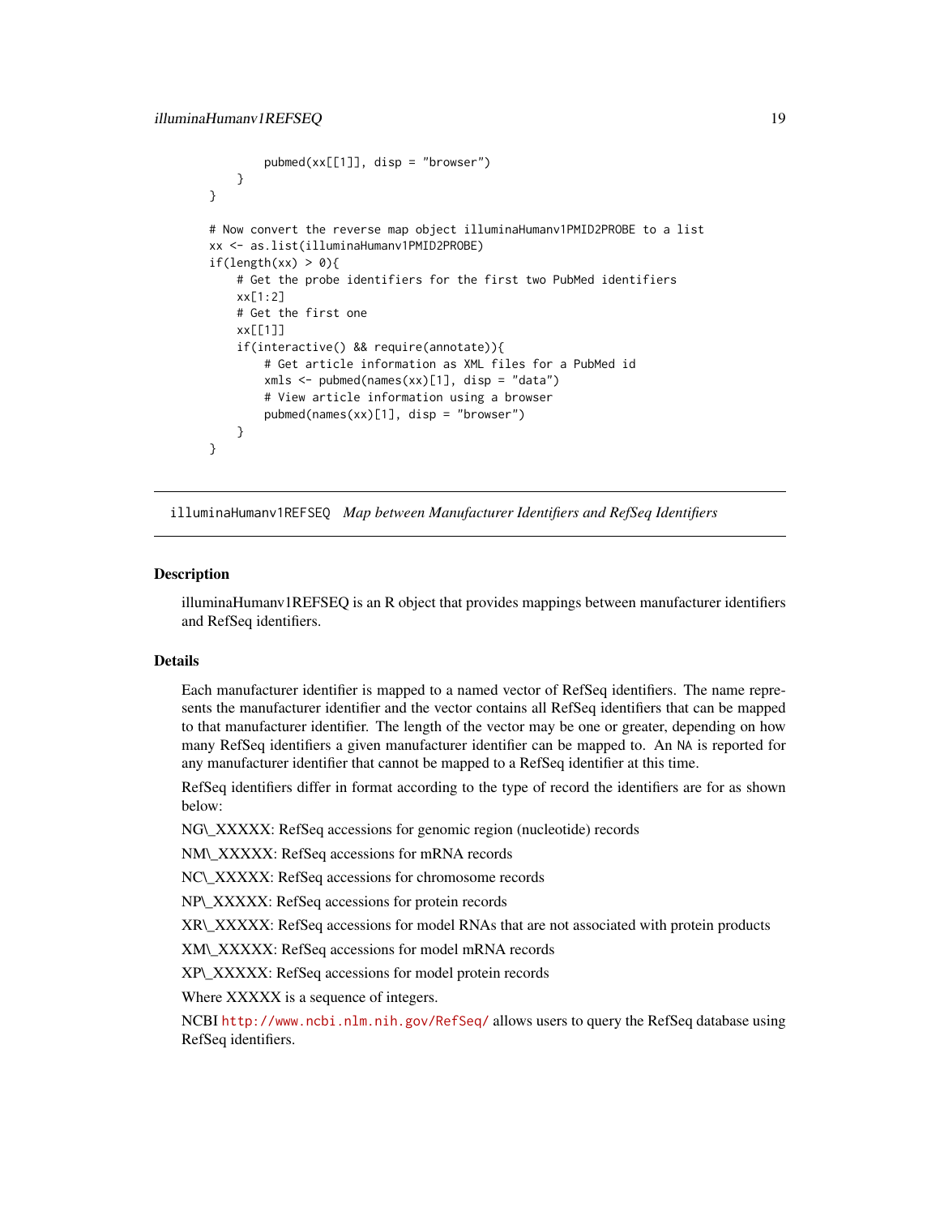```
        pubmed(xx[[1]], disp = "browser")
    }
}

# Now convert the reverse map object illuminaHumanv1PMID2PROBE to a list
xx <- as.list(illuminaHumanv1PMID2PROBE)
if(length(xx) > 0){
    # Get the probe identifiers for the first two PubMed identifiers
    xx[1:2]
    # Get the first one
    xx[[1]]
    if(interactive() && require(annotate)){
        # Get article information as XML files for a PubMed id
        xmls <- pubmed(names(xx)[1], disp = "data")
        # View article information using a browser
        pubmed(names(xx)[1], disp = "browser")
    }
}
```

## illuminaHumanv1REFSEQ *Map between Manufacturer Identifiers and RefSeq Identifiers*

### Description

illuminaHumanv1REFSEQ is an R object that provides mappings between manufacturer identifiers and RefSeq identifiers.

### Details

Each manufacturer identifier is mapped to a named vector of RefSeq identifiers. The name represents the manufacturer identifier and the vector contains all RefSeq identifiers that can be mapped to that manufacturer identifier. The length of the vector may be one or greater, depending on how many RefSeq identifiers a given manufacturer identifier can be mapped to. An NA is reported for any manufacturer identifier that cannot be mapped to a RefSeq identifier at this time.

RefSeq identifiers differ in format according to the type of record the identifiers are for as shown below:

NG\_XXXXX: RefSeq accessions for genomic region (nucleotide) records

NM\_XXXXX: RefSeq accessions for mRNA records

NC\_XXXXX: RefSeq accessions for chromosome records

NP\_XXXXX: RefSeq accessions for protein records

XR\_XXXXX: RefSeq accessions for model RNAs that are not associated with protein products

XM\_XXXXX: RefSeq accessions for model mRNA records

XP\_XXXXX: RefSeq accessions for model protein records

Where XXXXX is a sequence of integers.

NCBI http://www.ncbi.nlm.nih.gov/RefSeq/ allows users to query the RefSeq database using RefSeq identifiers.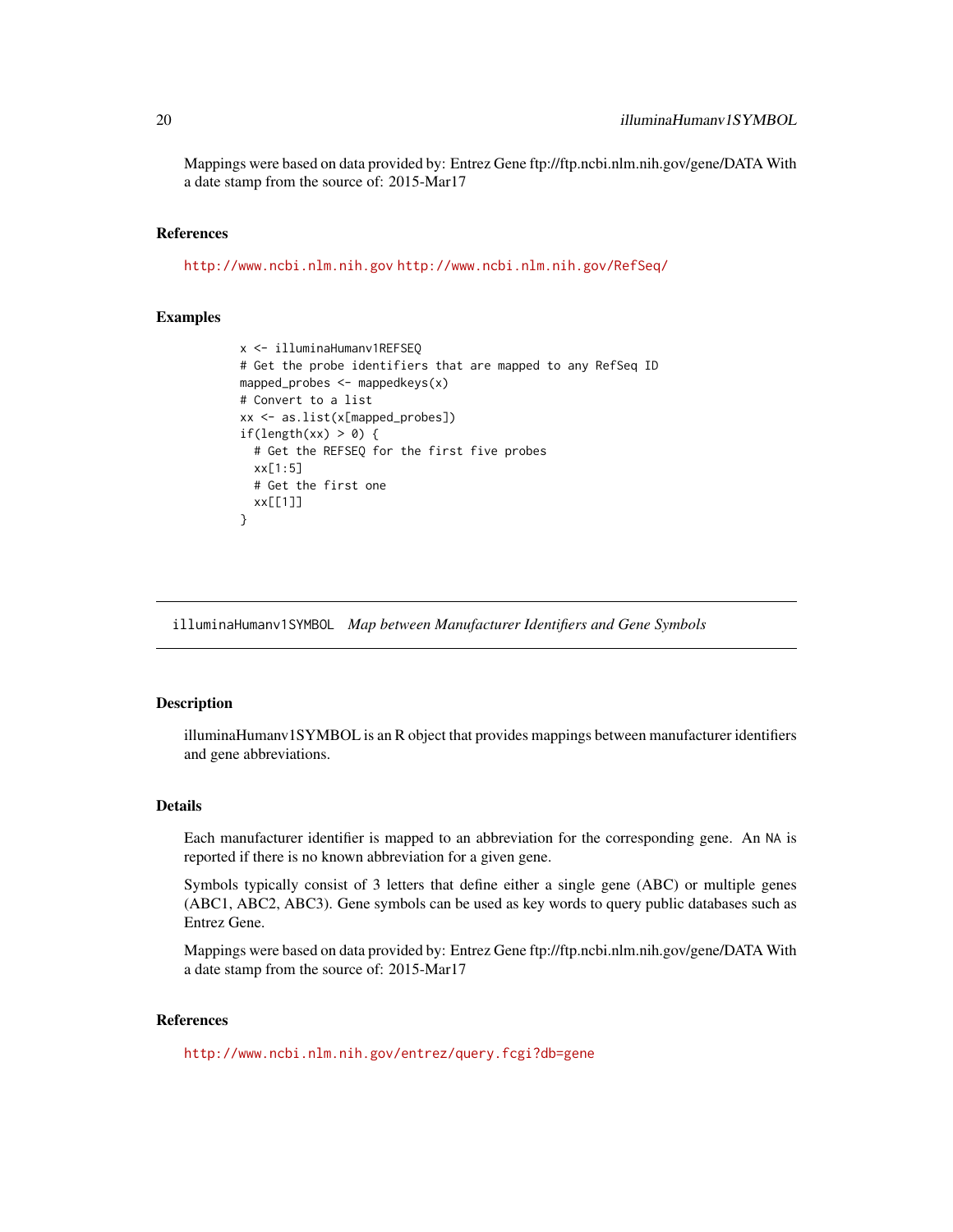Mappings were based on data provided by: Entrez Gene ftp://ftp.ncbi.nlm.nih.gov/gene/DATA With a date stamp from the source of: 2015-Mar17

### References

http://www.ncbi.nlm.nih.gov http://www.ncbi.nlm.nih.gov/RefSeq/

### Examples

```
x <- illuminaHumanv1REFSEQ
# Get the probe identifiers that are mapped to any RefSeq ID
mapped_probes <- mappedkeys(x)
# Convert to a list
xx <- as.list(x[mapped_probes])
if(length(xx) > 0) {
  # Get the REFSEQ for the first five probes
  xx[1:5]
  # Get the first one
  xx[[1]]
}
```

---

## illuminaHumanv1SYMBOL *Map between Manufacturer Identifiers and Gene Symbols*

---

### Description

illuminaHumanv1SYMBOL is an R object that provides mappings between manufacturer identifiers and gene abbreviations.

### Details

Each manufacturer identifier is mapped to an abbreviation for the corresponding gene. An NA is reported if there is no known abbreviation for a given gene.

Symbols typically consist of 3 letters that define either a single gene (ABC) or multiple genes (ABC1, ABC2, ABC3). Gene symbols can be used as key words to query public databases such as Entrez Gene.

Mappings were based on data provided by: Entrez Gene ftp://ftp.ncbi.nlm.nih.gov/gene/DATA With a date stamp from the source of: 2015-Mar17

### References

http://www.ncbi.nlm.nih.gov/entrez/query.fcgi?db=gene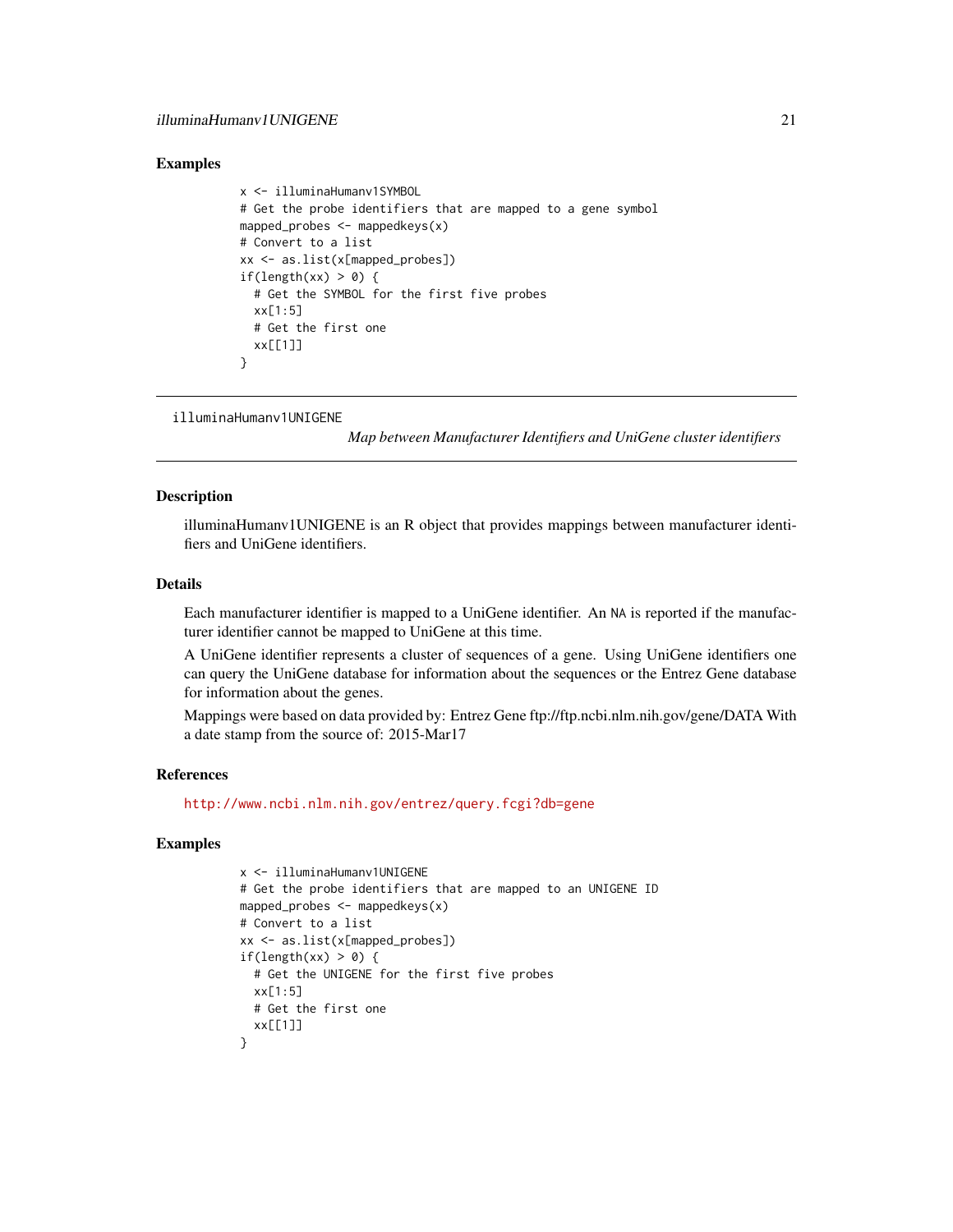## Examples

```
x <- illuminaHumanv1SYMBOL
# Get the probe identifiers that are mapped to a gene symbol
mapped_probes <- mappedkeys(x)
# Convert to a list
xx <- as.list(x[mapped_probes])
if(length(xx) > 0) {
  # Get the SYMBOL for the first five probes
  xx[1:5]
  # Get the first one
  xx[[1]]
}
```

---

# illuminaHumanv1UNIGENE

*Map between Manufacturer Identifiers and UniGene cluster identifiers*

---

## Description

illuminaHumanv1UNIGENE is an R object that provides mappings between manufacturer identifiers and UniGene identifiers.

## Details

Each manufacturer identifier is mapped to a UniGene identifier. An NA is reported if the manufacturer identifier cannot be mapped to UniGene at this time.

A UniGene identifier represents a cluster of sequences of a gene. Using UniGene identifiers one can query the UniGene database for information about the sequences or the Entrez Gene database for information about the genes.

Mappings were based on data provided by: Entrez Gene ftp://ftp.ncbi.nlm.nih.gov/gene/DATA With a date stamp from the source of: 2015-Mar17

## References

http://www.ncbi.nlm.nih.gov/entrez/query.fcgi?db=gene

## Examples

```
x <- illuminaHumanv1UNIGENE
# Get the probe identifiers that are mapped to an UNIGENE ID
mapped_probes <- mappedkeys(x)
# Convert to a list
xx <- as.list(x[mapped_probes])
if(length(xx) > 0) {
  # Get the UNIGENE for the first five probes
  xx[1:5]
  # Get the first one
  xx[[1]]
}
```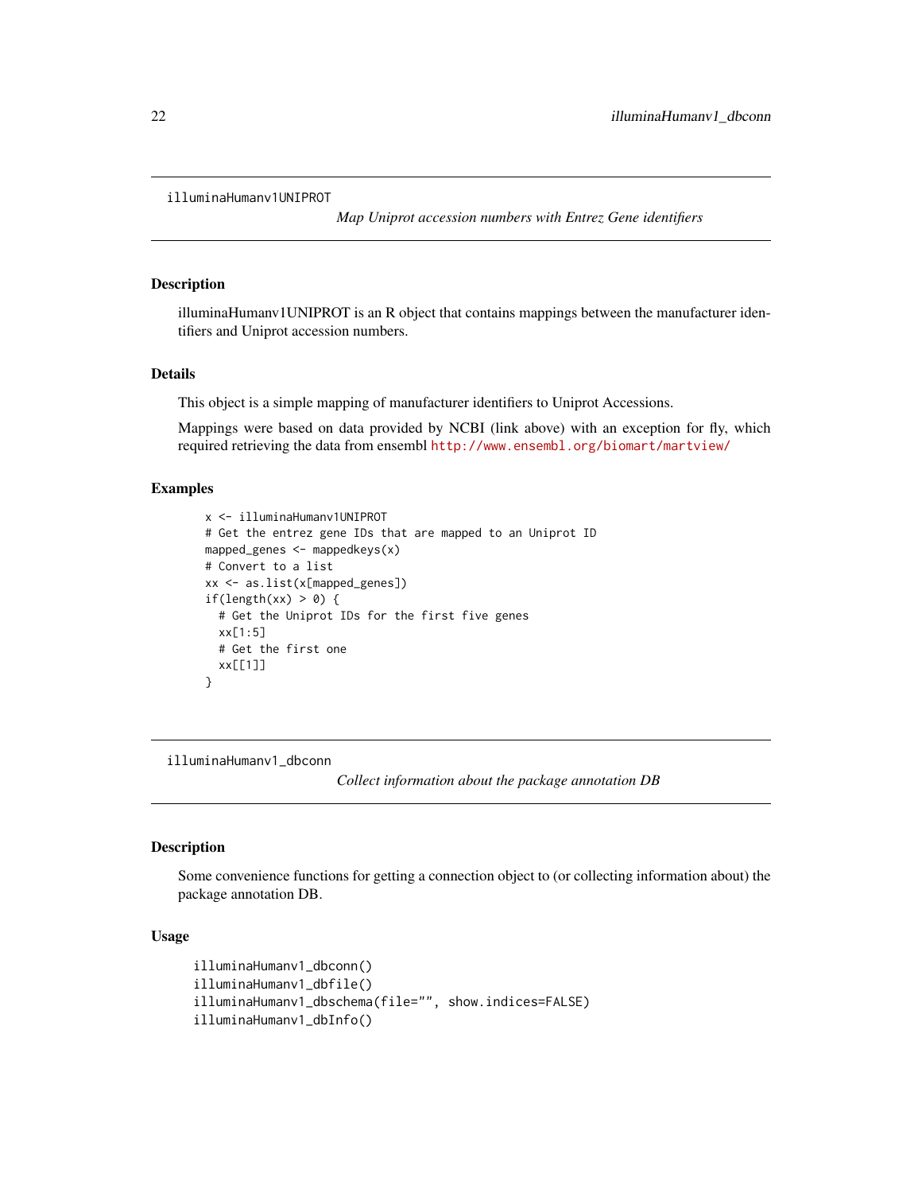illuminaHumanv1UNIPROT

*Map Uniprot accession numbers with Entrez Gene identifiers*

## Description

illuminaHumanv1UNIPROT is an R object that contains mappings between the manufacturer identifiers and Uniprot accession numbers.

## Details

This object is a simple mapping of manufacturer identifiers to Uniprot Accessions.

Mappings were based on data provided by NCBI (link above) with an exception for fly, which required retrieving the data from ensembl http://www.ensembl.org/biomart/martview/

## Examples

```
x <- illuminaHumanv1UNIPROT
# Get the entrez gene IDs that are mapped to an Uniprot ID
mapped_genes <- mappedkeys(x)
# Convert to a list
xx <- as.list(x[mapped_genes])
if(length(xx) > 0) {
  # Get the Uniprot IDs for the first five genes
  xx[1:5]
  # Get the first one
  xx[[1]]
}
```

illuminaHumanv1_dbconn

*Collect information about the package annotation DB*

## Description

Some convenience functions for getting a connection object to (or collecting information about) the package annotation DB.

## Usage

```
illuminaHumanv1_dbconn()
illuminaHumanv1_dbfile()
illuminaHumanv1_dbschema(file="", show.indices=FALSE)
illuminaHumanv1_dbInfo()
```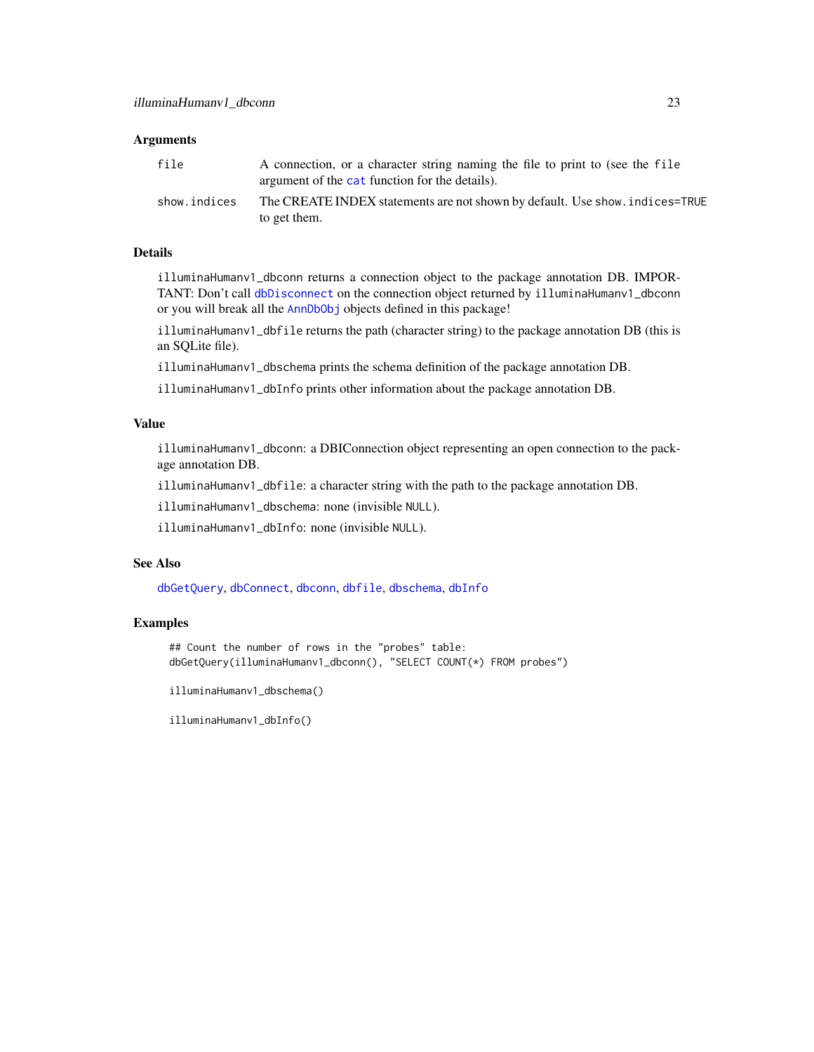## Arguments

| | |
|---|---|
| `file` | A connection, or a character string naming the file to print to (see the `file` argument of the `cat` function for the details). |
| `show.indices` | The CREATE INDEX statements are not shown by default. Use `show.indices=TRUE` to get them. |

## Details

`illuminaHumanv1_dbconn` returns a connection object to the package annotation DB. IMPORTANT: Don't call `dbDisconnect` on the connection object returned by `illuminaHumanv1_dbconn` or you will break all the `AnnDbObj` objects defined in this package!

`illuminaHumanv1_dbfile` returns the path (character string) to the package annotation DB (this is an SQLite file).

`illuminaHumanv1_dbschema` prints the schema definition of the package annotation DB.

`illuminaHumanv1_dbInfo` prints other information about the package annotation DB.

## Value

`illuminaHumanv1_dbconn`: a DBIConnection object representing an open connection to the package annotation DB.

`illuminaHumanv1_dbfile`: a character string with the path to the package annotation DB.

`illuminaHumanv1_dbschema`: none (invisible `NULL`).

`illuminaHumanv1_dbInfo`: none (invisible `NULL`).

## See Also

`dbGetQuery`, `dbConnect`, `dbconn`, `dbfile`, `dbschema`, `dbInfo`

## Examples

```
## Count the number of rows in the "probes" table:
dbGetQuery(illuminaHumanv1_dbconn(), "SELECT COUNT(*) FROM probes")

illuminaHumanv1_dbschema()

illuminaHumanv1_dbInfo()
```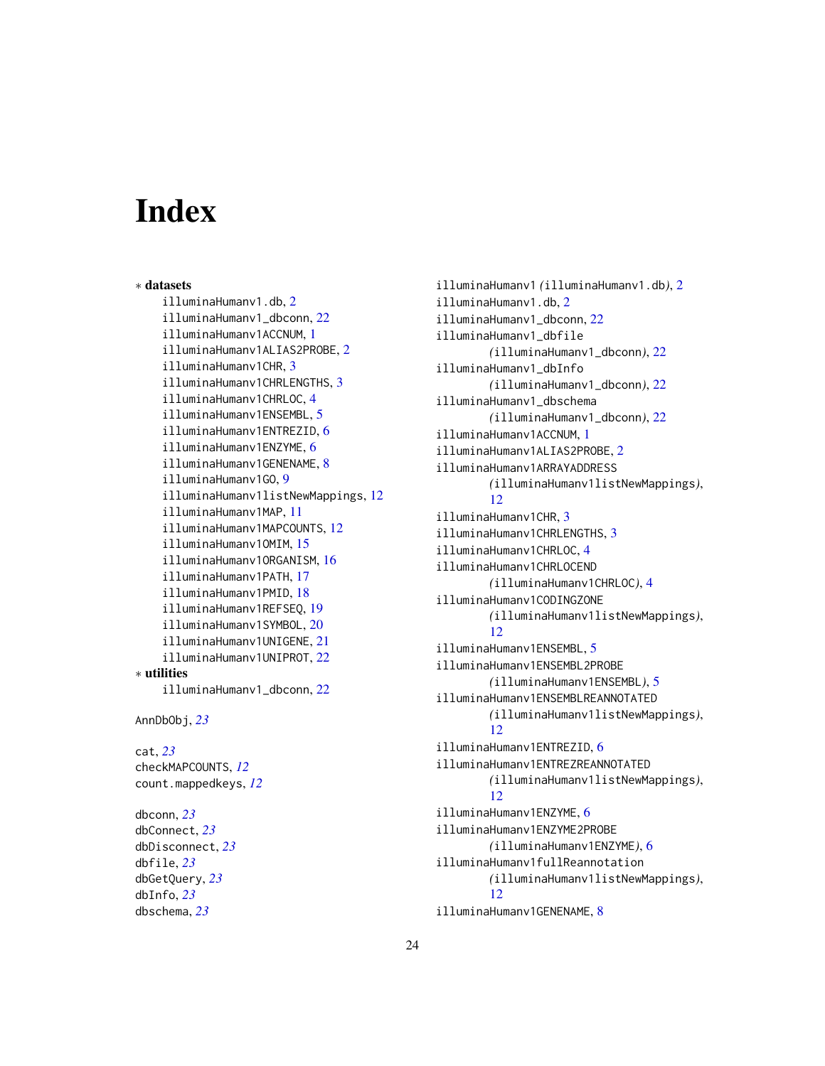# Index

∗ **datasets**

illuminaHumanv1.db, 2
illuminaHumanv1_dbconn, 22
illuminaHumanv1ACCNUM, 1
illuminaHumanv1ALIAS2PROBE, 2
illuminaHumanv1CHR, 3
illuminaHumanv1CHRLENGTHS, 3
illuminaHumanv1CHRLOC, 4
illuminaHumanv1ENSEMBL, 5
illuminaHumanv1ENTREZID, 6
illuminaHumanv1ENZYME, 6
illuminaHumanv1GENENAME, 8
illuminaHumanv1GO, 9
illuminaHumanv1listNewMappings, 12
illuminaHumanv1MAP, 11
illuminaHumanv1MAPCOUNTS, 12
illuminaHumanv1OMIM, 15
illuminaHumanv1ORGANISM, 16
illuminaHumanv1PATH, 17
illuminaHumanv1PMID, 18
illuminaHumanv1REFSEQ, 19
illuminaHumanv1SYMBOL, 20
illuminaHumanv1UNIGENE, 21
illuminaHumanv1UNIPROT, 22

∗ **utilities**

illuminaHumanv1_dbconn, 22

AnnDbObj, *23*

cat, *23*
checkMAPCOUNTS, *12*
count.mappedkeys, *12*

dbconn, *23*
dbConnect, *23*
dbDisconnect, *23*
dbfile, *23*
dbGetQuery, *23*
dbInfo, *23*
dbschema, *23*

illuminaHumanv1 *(*illuminaHumanv1.db*)*, 2
illuminaHumanv1.db, 2
illuminaHumanv1_dbconn, 22
illuminaHumanv1_dbfile *(*illuminaHumanv1_dbconn*)*, 22
illuminaHumanv1_dbInfo *(*illuminaHumanv1_dbconn*)*, 22
illuminaHumanv1_dbschema *(*illuminaHumanv1_dbconn*)*, 22
illuminaHumanv1ACCNUM, 1
illuminaHumanv1ALIAS2PROBE, 2
illuminaHumanv1ARRAYADDRESS *(*illuminaHumanv1listNewMappings*)*, 12
illuminaHumanv1CHR, 3
illuminaHumanv1CHRLENGTHS, 3
illuminaHumanv1CHRLOC, 4
illuminaHumanv1CHRLOCEND *(*illuminaHumanv1CHRLOC*)*, 4
illuminaHumanv1CODINGZONE *(*illuminaHumanv1listNewMappings*)*, 12
illuminaHumanv1ENSEMBL, 5
illuminaHumanv1ENSEMBL2PROBE *(*illuminaHumanv1ENSEMBL*)*, 5
illuminaHumanv1ENSEMBLREANNOTATED *(*illuminaHumanv1listNewMappings*)*, 12
illuminaHumanv1ENTREZID, 6
illuminaHumanv1ENTREZREANNOTATED *(*illuminaHumanv1listNewMappings*)*, 12
illuminaHumanv1ENZYME, 6
illuminaHumanv1ENZYME2PROBE *(*illuminaHumanv1ENZYME*)*, 6
illuminaHumanv1fullReannotation *(*illuminaHumanv1listNewMappings*)*, 12
illuminaHumanv1GENENAME, 8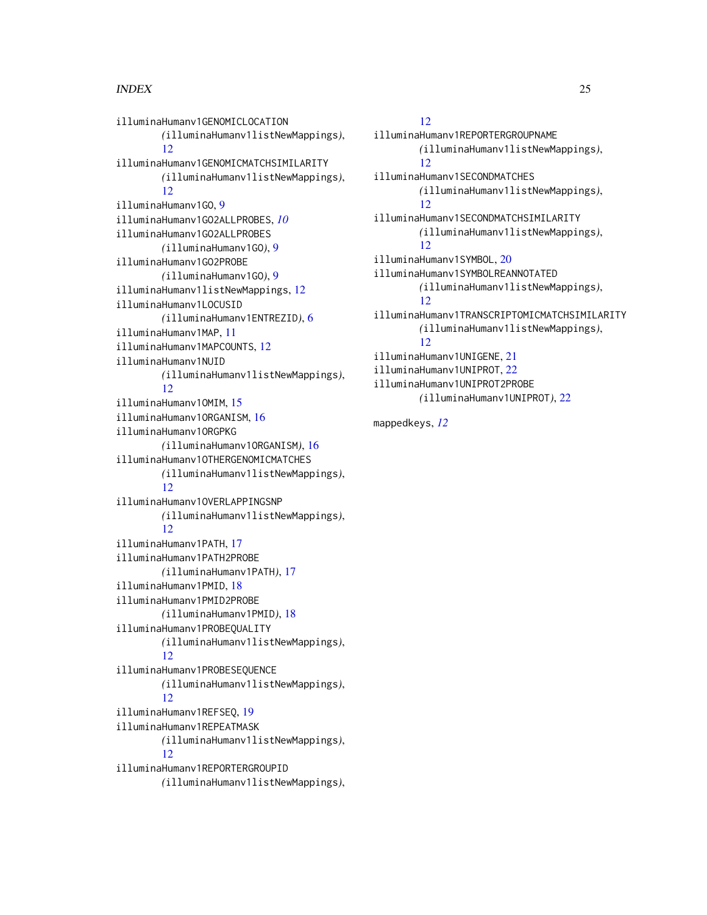illuminaHumanv1GENOMICLOCATION
*(*illuminaHumanv1listNewMappings*)*, 12
illuminaHumanv1GENOMICMATCHSIMILARITY
*(*illuminaHumanv1listNewMappings*)*, 12
illuminaHumanv1GO, 9
illuminaHumanv1GO2ALLPROBES, *10*
illuminaHumanv1GO2ALLPROBES
*(*illuminaHumanv1GO*)*, 9
illuminaHumanv1GO2PROBE
*(*illuminaHumanv1GO*)*, 9
illuminaHumanv1listNewMappings, 12
illuminaHumanv1LOCUSID
*(*illuminaHumanv1ENTREZID*)*, 6
illuminaHumanv1MAP, 11
illuminaHumanv1MAPCOUNTS, 12
illuminaHumanv1NUID
*(*illuminaHumanv1listNewMappings*)*, 12
illuminaHumanv1OMIM, 15
illuminaHumanv1ORGANISM, 16
illuminaHumanv1ORGPKG
*(*illuminaHumanv1ORGANISM*)*, 16
illuminaHumanv1OTHERGENOMICMATCHES
*(*illuminaHumanv1listNewMappings*)*, 12
illuminaHumanv1OVERLAPPINGSNP
*(*illuminaHumanv1listNewMappings*)*, 12
illuminaHumanv1PATH, 17
illuminaHumanv1PATH2PROBE
*(*illuminaHumanv1PATH*)*, 17
illuminaHumanv1PMID, 18
illuminaHumanv1PMID2PROBE
*(*illuminaHumanv1PMID*)*, 18
illuminaHumanv1PROBEQUALITY
*(*illuminaHumanv1listNewMappings*)*, 12
illuminaHumanv1PROBESEQUENCE
*(*illuminaHumanv1listNewMappings*)*, 12
illuminaHumanv1REFSEQ, 19
illuminaHumanv1REPEATMASK
*(*illuminaHumanv1listNewMappings*)*, 12
illuminaHumanv1REPORTERGROUPID
*(*illuminaHumanv1listNewMappings*)*, 12
illuminaHumanv1REPORTERGROUPNAME
*(*illuminaHumanv1listNewMappings*)*, 12
illuminaHumanv1SECONDMATCHES
*(*illuminaHumanv1listNewMappings*)*, 12
illuminaHumanv1SECONDMATCHSIMILARITY
*(*illuminaHumanv1listNewMappings*)*, 12
illuminaHumanv1SYMBOL, 20
illuminaHumanv1SYMBOLREANNOTATED
*(*illuminaHumanv1listNewMappings*)*, 12
illuminaHumanv1TRANSCRIPTOMICMATCHSIMILARITY
*(*illuminaHumanv1listNewMappings*)*, 12
illuminaHumanv1UNIGENE, 21
illuminaHumanv1UNIPROT, 22
illuminaHumanv1UNIPROT2PROBE
*(*illuminaHumanv1UNIPROT*)*, 22

mappedkeys, *12*